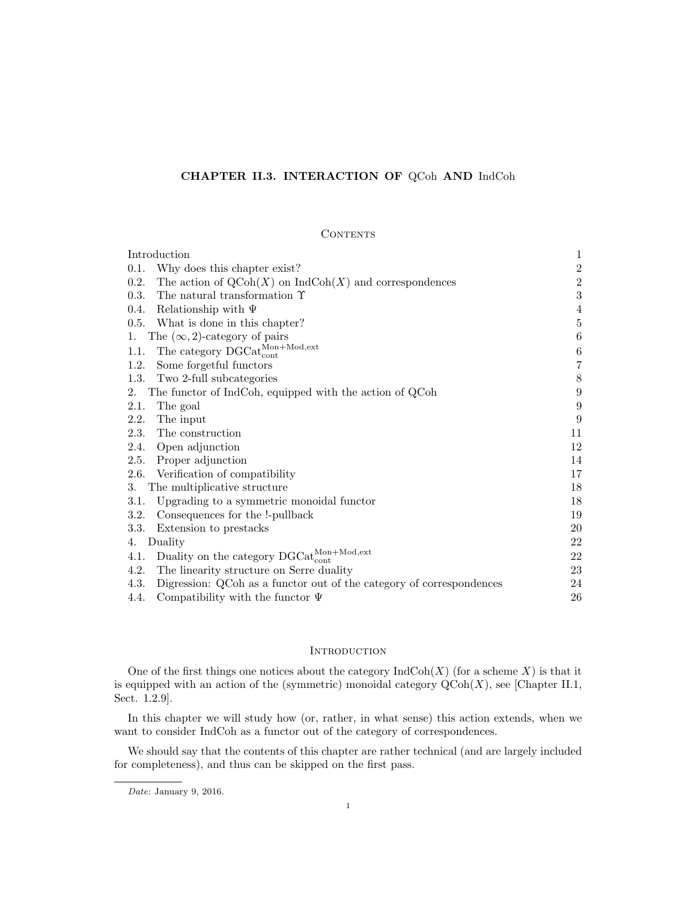# CHAPTER II.3. INTERACTION OF QCoh AND IndCoh

## Contents

| | |
|---|---|
| Introduction | 1 |
| 0.1. Why does this chapter exist? | 2 |
| 0.2. The action of $\mathrm{QCoh}(X)$ on $\mathrm{IndCoh}(X)$ and correspondences | 2 |
| 0.3. The natural transformation $\Upsilon$ | 3 |
| 0.4. Relationship with $\Psi$ | 4 |
| 0.5. What is done in this chapter? | 5 |
| 1. The $(\infty,2)$-category of pairs | 6 |
| 1.1. The category $\mathrm{DGCat}_{\mathrm{cont}}^{\mathrm{Mon+Mod,ext}}$ | 6 |
| 1.2. Some forgetful functors | 7 |
| 1.3. Two 2-full subcategories | 8 |
| 2. The functor of IndCoh, equipped with the action of QCoh | 9 |
| 2.1. The goal | 9 |
| 2.2. The input | 9 |
| 2.3. The construction | 11 |
| 2.4. Open adjunction | 12 |
| 2.5. Proper adjunction | 14 |
| 2.6. Verification of compatibility | 17 |
| 3. The multiplicative structure | 18 |
| 3.1. Upgrading to a symmetric monoidal functor | 18 |
| 3.2. Consequences for the !-pullback | 19 |
| 3.3. Extension to prestacks | 20 |
| 4. Duality | 22 |
| 4.1. Duality on the category $\mathrm{DGCat}_{\mathrm{cont}}^{\mathrm{Mon+Mod,ext}}$ | 22 |
| 4.2. The linearity structure on Serre duality | 23 |
| 4.3. Digression: QCoh as a functor out of the category of correspondences | 24 |
| 4.4. Compatibility with the functor $\Psi$ | 26 |

## Introduction

One of the first things one notices about the category $\mathrm{IndCoh}(X)$ (for a scheme $X$) is that it is equipped with an action of the (symmetric) monoidal category $\mathrm{QCoh}(X)$, see [Chapter II.1, Sect. 1.2.9].

In this chapter we will study how (or, rather, in what sense) this action extends, when we want to consider IndCoh as a functor out of the category of correspondences.

We should say that the contents of this chapter are rather technical (and are largely included for completeness), and thus can be skipped on the first pass.

---

*Date*: January 9, 2016.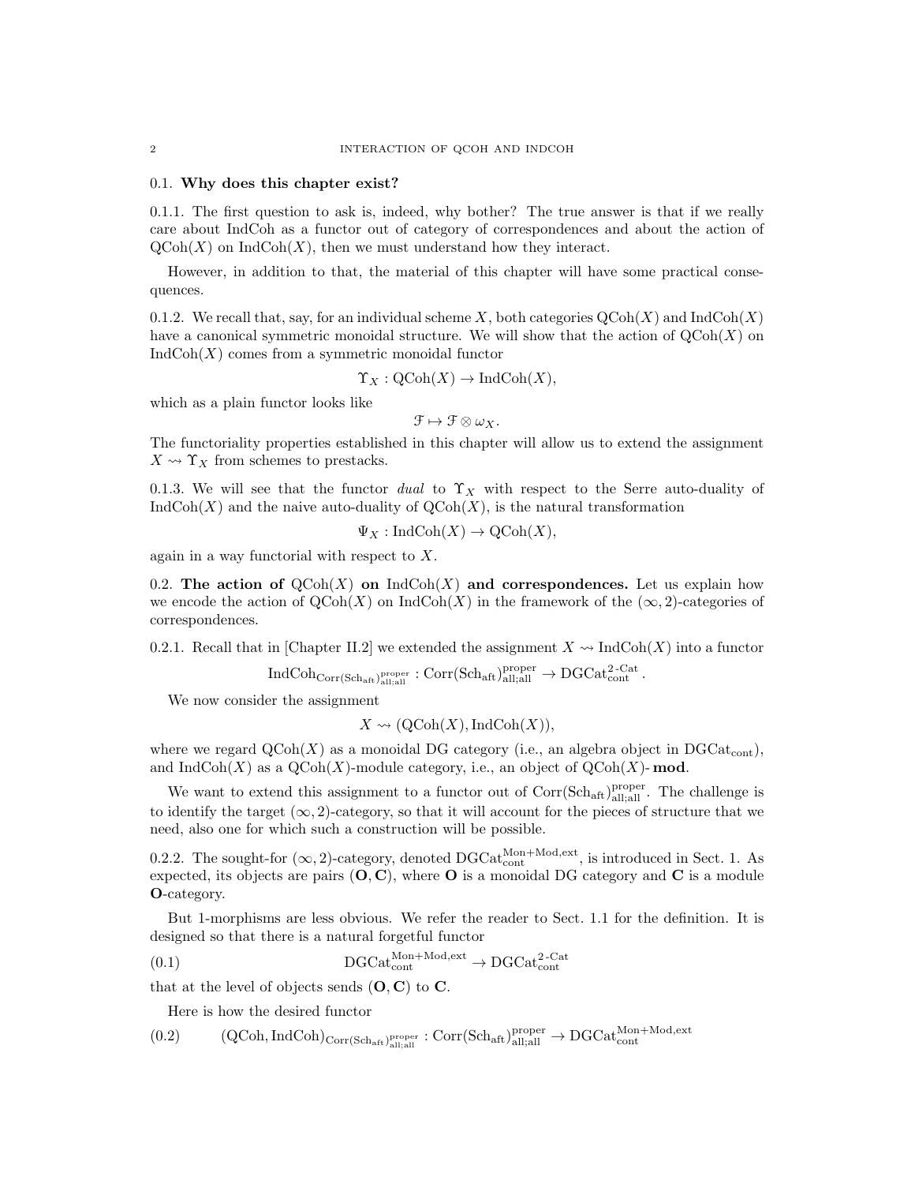## 0.1. Why does this chapter exist?

0.1.1. The first question to ask is, indeed, why bother? The true answer is that if we really care about IndCoh as a functor out of category of correspondences and about the action of $\mathrm{QCoh}(X)$ on $\mathrm{IndCoh}(X)$, then we must understand how they interact.

However, in addition to that, the material of this chapter will have some practical consequences.

0.1.2. We recall that, say, for an individual scheme $X$, both categories $\mathrm{QCoh}(X)$ and $\mathrm{IndCoh}(X)$ have a canonical symmetric monoidal structure. We will show that the action of $\mathrm{QCoh}(X)$ on $\mathrm{IndCoh}(X)$ comes from a symmetric monoidal functor

$$\Upsilon_X : \mathrm{QCoh}(X) \to \mathrm{IndCoh}(X),$$

which as a plain functor looks like

$$\mathcal{F} \mapsto \mathcal{F} \otimes \omega_X.$$

The functoriality properties established in this chapter will allow us to extend the assignment $X \rightsquigarrow \Upsilon_X$ from schemes to prestacks.

0.1.3. We will see that the functor *dual* to $\Upsilon_X$ with respect to the Serre auto-duality of $\mathrm{IndCoh}(X)$ and the naive auto-duality of $\mathrm{QCoh}(X)$, is the natural transformation

$$\Psi_X : \mathrm{IndCoh}(X) \to \mathrm{QCoh}(X),$$

again in a way functorial with respect to $X$.

## 0.2. The action of $\mathrm{QCoh}(X)$ on $\mathrm{IndCoh}(X)$ and correspondences.

Let us explain how we encode the action of $\mathrm{QCoh}(X)$ on $\mathrm{IndCoh}(X)$ in the framework of the $(\infty, 2)$-categories of correspondences.

0.2.1. Recall that in [Chapter II.2] we extended the assignment $X \rightsquigarrow \mathrm{IndCoh}(X)$ into a functor

$$\mathrm{IndCoh}_{\mathrm{Corr}(\mathrm{Sch}_{\mathrm{aft}})^{\mathrm{proper}}_{\mathrm{all;all}}} : \mathrm{Corr}(\mathrm{Sch}_{\mathrm{aft}})^{\mathrm{proper}}_{\mathrm{all;all}} \to \mathrm{DGCat}^{2\text{-Cat}}_{\mathrm{cont}}.$$

We now consider the assignment

$$X \rightsquigarrow (\mathrm{QCoh}(X), \mathrm{IndCoh}(X)),$$

where we regard $\mathrm{QCoh}(X)$ as a monoidal DG category (i.e., an algebra object in $\mathrm{DGCat}_{\mathrm{cont}}$), and $\mathrm{IndCoh}(X)$ as a $\mathrm{QCoh}(X)$-module category, i.e., an object of $\mathrm{QCoh}(X)$-**mod**.

We want to extend this assignment to a functor out of $\mathrm{Corr}(\mathrm{Sch}_{\mathrm{aft}})^{\mathrm{proper}}_{\mathrm{all;all}}$. The challenge is to identify the target $(\infty, 2)$-category, so that it will account for the pieces of structure that we need, also one for which such a construction will be possible.

0.2.2. The sought-for $(\infty, 2)$-category, denoted $\mathrm{DGCat}^{\mathrm{Mon+Mod,ext}}_{\mathrm{cont}}$, is introduced in Sect. 1. As expected, its objects are pairs $(\mathbf{O}, \mathbf{C})$, where $\mathbf{O}$ is a monoidal DG category and $\mathbf{C}$ is a module $\mathbf{O}$-category.

But 1-morphisms are less obvious. We refer the reader to Sect. 1.1 for the definition. It is designed so that there is a natural forgetful functor

$$\mathrm{DGCat}^{\mathrm{Mon+Mod,ext}}_{\mathrm{cont}} \to \mathrm{DGCat}^{2\text{-Cat}}_{\mathrm{cont}} \tag{0.1}$$

that at the level of objects sends $(\mathbf{O}, \mathbf{C})$ to $\mathbf{C}$.

Here is how the desired functor

$$(\mathrm{QCoh}, \mathrm{IndCoh})_{\mathrm{Corr}(\mathrm{Sch}_{\mathrm{aft}})^{\mathrm{proper}}_{\mathrm{all;all}}} : \mathrm{Corr}(\mathrm{Sch}_{\mathrm{aft}})^{\mathrm{proper}}_{\mathrm{all;all}} \to \mathrm{DGCat}^{\mathrm{Mon+Mod,ext}}_{\mathrm{cont}} \tag{0.2}$$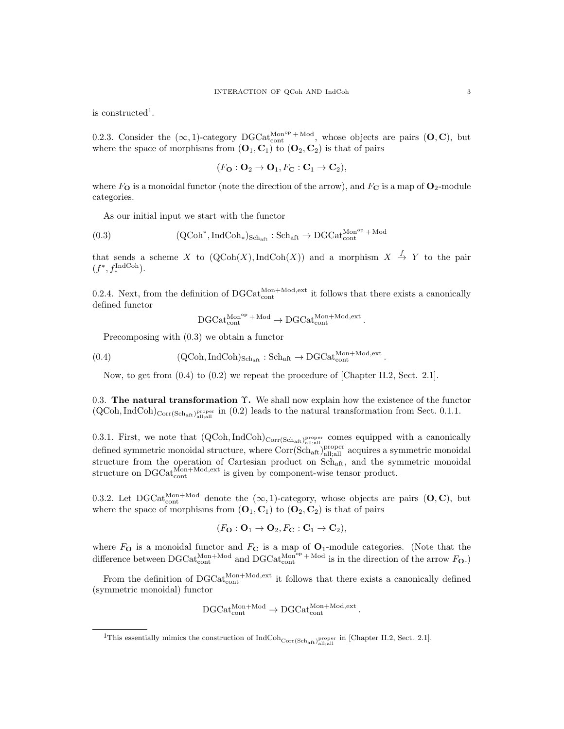is constructed[1].

0.2.3. Consider the $(\infty,1)$-category $\mathrm{DGCat}_{\mathrm{cont}}^{\mathrm{Mon}^{\mathrm{op}}+\mathrm{Mod}}$, whose objects are pairs $(\mathbf{O},\mathbf{C})$, but where the space of morphisms from $(\mathbf{O}_1,\mathbf{C}_1)$ to $(\mathbf{O}_2,\mathbf{C}_2)$ is that of pairs

$$(F_{\mathbf{O}}:\mathbf{O}_2\to\mathbf{O}_1, F_{\mathbf{C}}:\mathbf{C}_1\to\mathbf{C}_2),$$

where $F_{\mathbf{O}}$ is a monoidal functor (note the direction of the arrow), and $F_{\mathbf{C}}$ is a map of $\mathbf{O}_2$-module categories.

As our initial input we start with the functor

$$(\mathrm{QCoh}^*,\mathrm{IndCoh}_*)_{\mathrm{Sch}_{\mathrm{aft}}}:\mathrm{Sch}_{\mathrm{aft}}\to\mathrm{DGCat}_{\mathrm{cont}}^{\mathrm{Mon}^{\mathrm{op}}+\mathrm{Mod}} \tag{0.3}$$

that sends a scheme $X$ to $(\mathrm{QCoh}(X),\mathrm{IndCoh}(X))$ and a morphism $X\xrightarrow{f}Y$ to the pair $(f^*,f_*^{\mathrm{IndCoh}})$.

0.2.4. Next, from the definition of $\mathrm{DGCat}_{\mathrm{cont}}^{\mathrm{Mon+Mod,ext}}$ it follows that there exists a canonically defined functor

$$\mathrm{DGCat}_{\mathrm{cont}}^{\mathrm{Mon}^{\mathrm{op}}+\mathrm{Mod}}\to\mathrm{DGCat}_{\mathrm{cont}}^{\mathrm{Mon+Mod,ext}}.$$

Precomposing with (0.3) we obtain a functor

$$(\mathrm{QCoh},\mathrm{IndCoh})_{\mathrm{Sch}_{\mathrm{aft}}}:\mathrm{Sch}_{\mathrm{aft}}\to\mathrm{DGCat}_{\mathrm{cont}}^{\mathrm{Mon+Mod,ext}}. \tag{0.4}$$

Now, to get from (0.4) to (0.2) we repeat the procedure of [Chapter II.2, Sect. 2.1].

## 0.3. The natural transformation $\Upsilon$.

We shall now explain how the existence of the functor $(\mathrm{QCoh},\mathrm{IndCoh})_{\mathrm{Corr}(\mathrm{Sch}_{\mathrm{aft}})^{\mathrm{proper}}_{\mathrm{all;all}}}$ in (0.2) leads to the natural transformation from Sect. 0.1.1.

0.3.1. First, we note that $(\mathrm{QCoh},\mathrm{IndCoh})_{\mathrm{Corr}(\mathrm{Sch}_{\mathrm{aft}})^{\mathrm{proper}}_{\mathrm{all;all}}}$ comes equipped with a canonically defined symmetric monoidal structure, where $\mathrm{Corr}(\mathrm{Sch}_{\mathrm{aft}})^{\mathrm{proper}}_{\mathrm{all;all}}$ acquires a symmetric monoidal structure from the operation of Cartesian product on $\mathrm{Sch}_{\mathrm{aft}}$, and the symmetric monoidal structure on $\mathrm{DGCat}_{\mathrm{cont}}^{\mathrm{Mon+Mod,ext}}$ is given by component-wise tensor product.

0.3.2. Let $\mathrm{DGCat}_{\mathrm{cont}}^{\mathrm{Mon+Mod}}$ denote the $(\infty,1)$-category, whose objects are pairs $(\mathbf{O},\mathbf{C})$, but where the space of morphisms from $(\mathbf{O}_1,\mathbf{C}_1)$ to $(\mathbf{O}_2,\mathbf{C}_2)$ is that of pairs

$$(F_{\mathbf{O}}:\mathbf{O}_1\to\mathbf{O}_2, F_{\mathbf{C}}:\mathbf{C}_1\to\mathbf{C}_2),$$

where $F_{\mathbf{O}}$ is a monoidal functor and $F_{\mathbf{C}}$ is a map of $\mathbf{O}_1$-module categories. (Note that the difference between $\mathrm{DGCat}_{\mathrm{cont}}^{\mathrm{Mon+Mod}}$ and $\mathrm{DGCat}_{\mathrm{cont}}^{\mathrm{Mon}^{\mathrm{op}}+\mathrm{Mod}}$ is in the direction of the arrow $F_{\mathbf{O}}$.)

From the definition of $\mathrm{DGCat}_{\mathrm{cont}}^{\mathrm{Mon+Mod,ext}}$ it follows that there exists a canonically defined (symmetric monoidal) functor

$$\mathrm{DGCat}_{\mathrm{cont}}^{\mathrm{Mon+Mod}}\to\mathrm{DGCat}_{\mathrm{cont}}^{\mathrm{Mon+Mod,ext}}.$$

[1] This essentially mimics the construction of $\mathrm{IndCoh}_{\mathrm{Corr}(\mathrm{Sch}_{\mathrm{aft}})^{\mathrm{proper}}_{\mathrm{all;all}}}$ in [Chapter II.2, Sect. 2.1].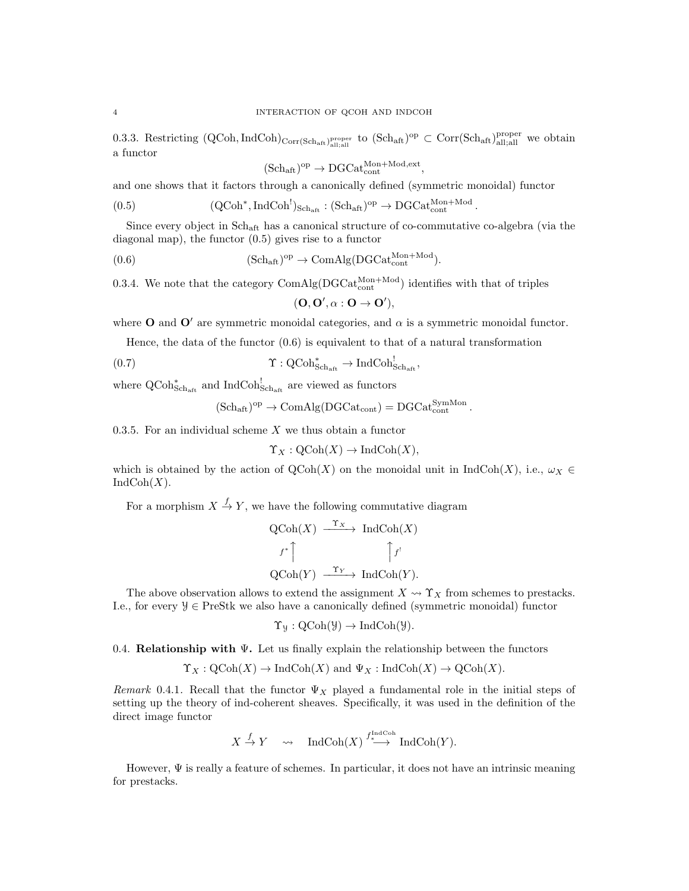0.3.3. Restricting $(\mathrm{QCoh}, \mathrm{IndCoh})_{\mathrm{Corr}(\mathrm{Sch}_{\mathrm{aft}})^{\mathrm{proper}}_{\mathrm{all;all}}}$ to $(\mathrm{Sch}_{\mathrm{aft}})^{\mathrm{op}} \subset \mathrm{Corr}(\mathrm{Sch}_{\mathrm{aft}})^{\mathrm{proper}}_{\mathrm{all;all}}$ we obtain a functor

$$(\mathrm{Sch}_{\mathrm{aft}})^{\mathrm{op}} \to \mathrm{DGCat}^{\mathrm{Mon+Mod,ext}}_{\mathrm{cont}},$$

and one shows that it factors through a canonically defined (symmetric monoidal) functor

$$(\mathrm{QCoh}^*, \mathrm{IndCoh}^!)_{\mathrm{Sch}_{\mathrm{aft}}} : (\mathrm{Sch}_{\mathrm{aft}})^{\mathrm{op}} \to \mathrm{DGCat}^{\mathrm{Mon+Mod}}_{\mathrm{cont}}. \tag{0.5}$$

Since every object in $\mathrm{Sch}_{\mathrm{aft}}$ has a canonical structure of co-commutative co-algebra (via the diagonal map), the functor (0.5) gives rise to a functor

$$(\mathrm{Sch}_{\mathrm{aft}})^{\mathrm{op}} \to \mathrm{ComAlg}(\mathrm{DGCat}^{\mathrm{Mon+Mod}}_{\mathrm{cont}}). \tag{0.6}$$

0.3.4. We note that the category $\mathrm{ComAlg}(\mathrm{DGCat}^{\mathrm{Mon+Mod}}_{\mathrm{cont}})$ identifies with that of triples

$$(\mathbf{O}, \mathbf{O}', \alpha : \mathbf{O} \to \mathbf{O}'),$$

where $\mathbf{O}$ and $\mathbf{O}'$ are symmetric monoidal categories, and $\alpha$ is a symmetric monoidal functor.

Hence, the data of the functor (0.6) is equivalent to that of a natural transformation

$$\Upsilon : \mathrm{QCoh}^*_{\mathrm{Sch}_{\mathrm{aft}}} \to \mathrm{IndCoh}^!_{\mathrm{Sch}_{\mathrm{aft}}}, \tag{0.7}$$

where $\mathrm{QCoh}^*_{\mathrm{Sch}_{\mathrm{aft}}}$ and $\mathrm{IndCoh}^!_{\mathrm{Sch}_{\mathrm{aft}}}$ are viewed as functors

$$(\mathrm{Sch}_{\mathrm{aft}})^{\mathrm{op}} \to \mathrm{ComAlg}(\mathrm{DGCat}_{\mathrm{cont}}) = \mathrm{DGCat}^{\mathrm{SymMon}}_{\mathrm{cont}}.$$

0.3.5. For an individual scheme $X$ we thus obtain a functor

$$\Upsilon_X : \mathrm{QCoh}(X) \to \mathrm{IndCoh}(X),$$

which is obtained by the action of $\mathrm{QCoh}(X)$ on the monoidal unit in $\mathrm{IndCoh}(X)$, i.e., $\omega_X \in \mathrm{IndCoh}(X)$.

For a morphism $X \xrightarrow{f} Y$, we have the following commutative diagram

$$\begin{array}{ccc} \mathrm{QCoh}(X) & \xrightarrow{\Upsilon_X} & \mathrm{IndCoh}(X) \\ {\scriptstyle f^*}\uparrow & & \uparrow{\scriptstyle f^!} \\ \mathrm{QCoh}(Y) & \xrightarrow{\Upsilon_Y} & \mathrm{IndCoh}(Y). \end{array}$$

The above observation allows to extend the assignment $X \rightsquigarrow \Upsilon_X$ from schemes to prestacks. I.e., for every $\mathcal{Y} \in \mathrm{PreStk}$ we also have a canonically defined (symmetric monoidal) functor

$$\Upsilon_{\mathcal{Y}} : \mathrm{QCoh}(\mathcal{Y}) \to \mathrm{IndCoh}(\mathcal{Y}).$$

0.4. **Relationship with $\Psi$.** Let us finally explain the relationship between the functors

$$\Upsilon_X : \mathrm{QCoh}(X) \to \mathrm{IndCoh}(X) \text{ and } \Psi_X : \mathrm{IndCoh}(X) \to \mathrm{QCoh}(X).$$

*Remark* 0.4.1. Recall that the functor $\Psi_X$ played a fundamental role in the initial steps of setting up the theory of ind-coherent sheaves. Specifically, it was used in the definition of the direct image functor

$$X \xrightarrow{f} Y \quad \rightsquigarrow \quad \mathrm{IndCoh}(X) \xrightarrow{f^{\mathrm{IndCoh}}_*} \mathrm{IndCoh}(Y).$$

However, $\Psi$ is really a feature of schemes. In particular, it does not have an intrinsic meaning for prestacks.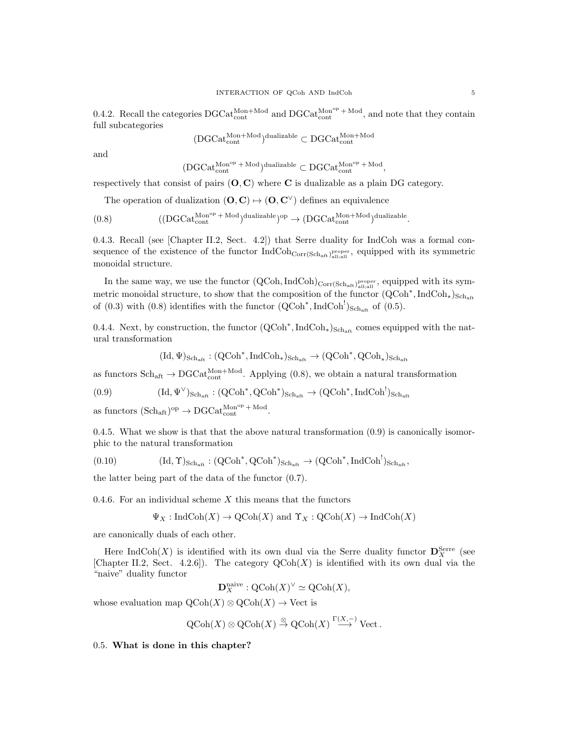0.4.2. Recall the categories $\mathrm{DGCat}_{\mathrm{cont}}^{\mathrm{Mon+Mod}}$ and $\mathrm{DGCat}_{\mathrm{cont}}^{\mathrm{Mon^{op}+Mod}}$, and note that they contain full subcategories

$$(\mathrm{DGCat}_{\mathrm{cont}}^{\mathrm{Mon+Mod}})^{\mathrm{dualizable}} \subset \mathrm{DGCat}_{\mathrm{cont}}^{\mathrm{Mon+Mod}}$$

and

$$(\mathrm{DGCat}_{\mathrm{cont}}^{\mathrm{Mon^{op}+Mod}})^{\mathrm{dualizable}} \subset \mathrm{DGCat}_{\mathrm{cont}}^{\mathrm{Mon^{op}+Mod}},$$

respectively that consist of pairs $(\mathbf{O}, \mathbf{C})$ where $\mathbf{C}$ is dualizable as a plain DG category.

The operation of dualization $(\mathbf{O}, \mathbf{C}) \mapsto (\mathbf{O}, \mathbf{C}^\vee)$ defines an equivalence

$$((\mathrm{DGCat}_{\mathrm{cont}}^{\mathrm{Mon^{op}+Mod}})^{\mathrm{dualizable}})^{\mathrm{op}} \to (\mathrm{DGCat}_{\mathrm{cont}}^{\mathrm{Mon+Mod}})^{\mathrm{dualizable}}. \tag{0.8}$$

0.4.3. Recall (see [Chapter II.2, Sect. 4.2]) that Serre duality for IndCoh was a formal consequence of the existence of the functor $\mathrm{IndCoh}_{\mathrm{Corr}(\mathrm{Sch}_{\mathrm{aft}})^{\mathrm{proper}}_{\mathrm{all;all}}}$, equipped with its symmetric monoidal structure.

In the same way, we use the functor $(\mathrm{QCoh}, \mathrm{IndCoh})_{\mathrm{Corr}(\mathrm{Sch}_{\mathrm{aft}})^{\mathrm{proper}}_{\mathrm{all;all}}}$, equipped with its symmetric monoidal structure, to show that the composition of the functor $(\mathrm{QCoh}^*, \mathrm{IndCoh}_*)_{\mathrm{Sch}_{\mathrm{aft}}}$ of (0.3) with (0.8) identifies with the functor $(\mathrm{QCoh}^*, \mathrm{IndCoh}^!)_{\mathrm{Sch}_{\mathrm{aft}}}$ of (0.5).

0.4.4. Next, by construction, the functor $(\mathrm{QCoh}^*, \mathrm{IndCoh}_*)_{\mathrm{Sch}_{\mathrm{aft}}}$ comes equipped with the natural transformation

$$(\mathrm{Id}, \Psi)_{\mathrm{Sch}_{\mathrm{aft}}} : (\mathrm{QCoh}^*, \mathrm{IndCoh}_*)_{\mathrm{Sch}_{\mathrm{aft}}} \to (\mathrm{QCoh}^*, \mathrm{QCoh}_*)_{\mathrm{Sch}_{\mathrm{aft}}}$$

as functors $\mathrm{Sch}_{\mathrm{aft}} \to \mathrm{DGCat}_{\mathrm{cont}}^{\mathrm{Mon+Mod}}$. Applying (0.8), we obtain a natural transformation

$$(\mathrm{Id}, \Psi^\vee)_{\mathrm{Sch}_{\mathrm{aft}}} : (\mathrm{QCoh}^*, \mathrm{QCoh}^*)_{\mathrm{Sch}_{\mathrm{aft}}} \to (\mathrm{QCoh}^*, \mathrm{IndCoh}^!)_{\mathrm{Sch}_{\mathrm{aft}}} \tag{0.9}$$

as functors $(\mathrm{Sch}_{\mathrm{aft}})^{\mathrm{op}} \to \mathrm{DGCat}_{\mathrm{cont}}^{\mathrm{Mon^{op}+Mod}}$.

0.4.5. What we show is that that the above natural transformation (0.9) is canonically isomorphic to the natural transformation

$$(\mathrm{Id}, \Upsilon)_{\mathrm{Sch}_{\mathrm{aft}}} : (\mathrm{QCoh}^*, \mathrm{QCoh}^*)_{\mathrm{Sch}_{\mathrm{aft}}} \to (\mathrm{QCoh}^*, \mathrm{IndCoh}^!)_{\mathrm{Sch}_{\mathrm{aft}}}, \tag{0.10}$$

the latter being part of the data of the functor (0.7).

0.4.6. For an individual scheme $X$ this means that the functors

$$\Psi_X : \mathrm{IndCoh}(X) \to \mathrm{QCoh}(X) \text{ and } \Upsilon_X : \mathrm{QCoh}(X) \to \mathrm{IndCoh}(X)$$

are canonically duals of each other.

Here $\mathrm{IndCoh}(X)$ is identified with its own dual via the Serre duality functor $\mathbf{D}_X^{\mathrm{Serre}}$ (see [Chapter II.2, Sect. 4.2.6]). The category $\mathrm{QCoh}(X)$ is identified with its own dual via the "naive" duality functor

$$\mathbf{D}_X^{\mathrm{naive}} : \mathrm{QCoh}(X)^\vee \simeq \mathrm{QCoh}(X),$$

whose evaluation map $\mathrm{QCoh}(X) \otimes \mathrm{QCoh}(X) \to \mathrm{Vect}$ is

$$\mathrm{QCoh}(X) \otimes \mathrm{QCoh}(X) \overset{\otimes}{\to} \mathrm{QCoh}(X) \overset{\Gamma(X,-)}{\longrightarrow} \mathrm{Vect}.$$

0.5. **What is done in this chapter?**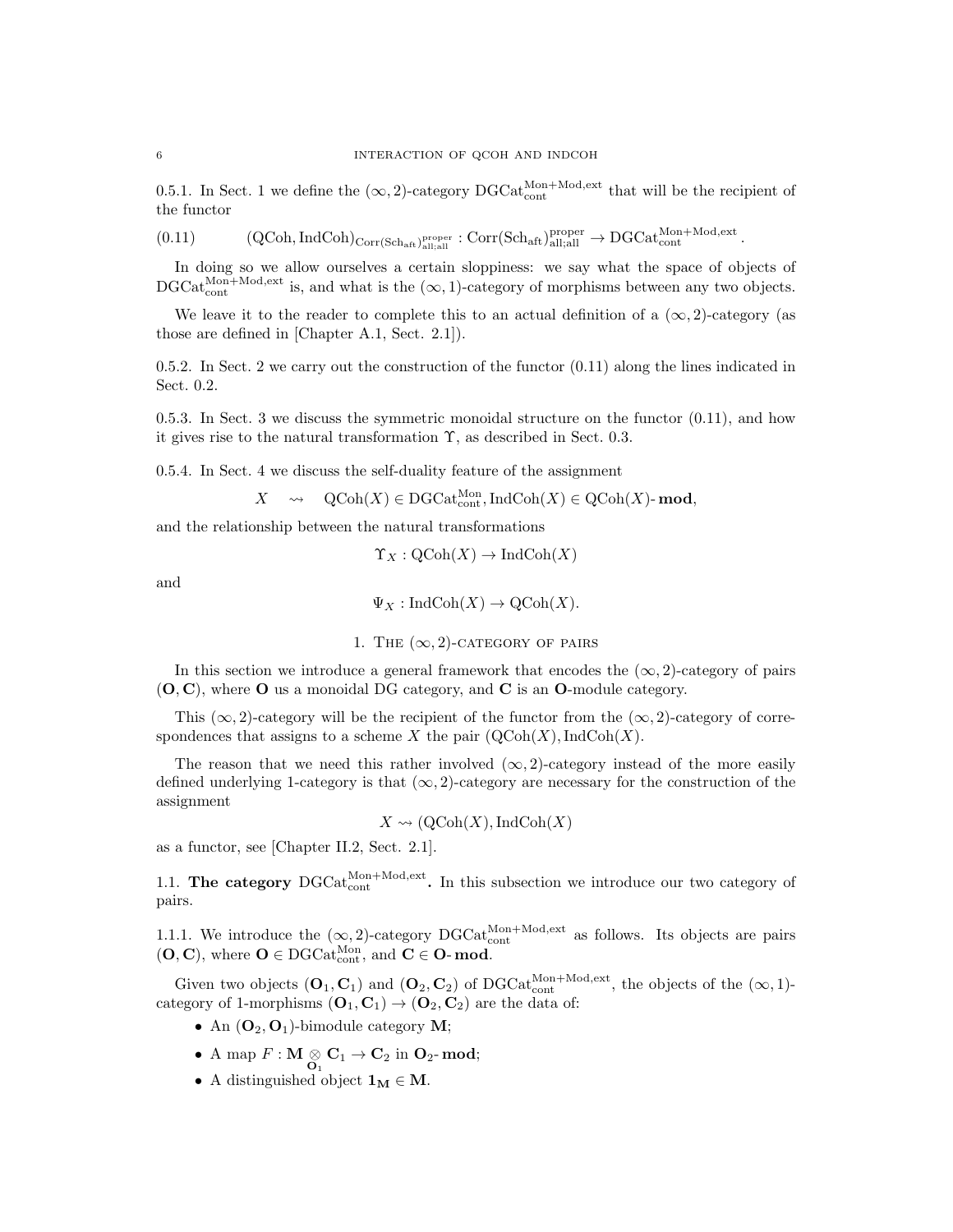0.5.1. In Sect. 1 we define the $(\infty, 2)$-category $\mathrm{DGCat}^{\mathrm{Mon+Mod,ext}}_{\mathrm{cont}}$ that will be the recipient of the functor

$$(\mathrm{QCoh}, \mathrm{IndCoh})_{\mathrm{Corr}(\mathrm{Sch}_{\mathrm{aft}})^{\mathrm{proper}}_{\mathrm{all;all}}} : \mathrm{Corr}(\mathrm{Sch}_{\mathrm{aft}})^{\mathrm{proper}}_{\mathrm{all;all}} \to \mathrm{DGCat}^{\mathrm{Mon+Mod,ext}}_{\mathrm{cont}}. \tag{0.11}$$

In doing so we allow ourselves a certain sloppiness: we say what the space of objects of $\mathrm{DGCat}^{\mathrm{Mon+Mod,ext}}_{\mathrm{cont}}$ is, and what is the $(\infty, 1)$-category of morphisms between any two objects.

We leave it to the reader to complete this to an actual definition of a $(\infty, 2)$-category (as those are defined in [Chapter A.1, Sect. 2.1]).

0.5.2. In Sect. 2 we carry out the construction of the functor (0.11) along the lines indicated in Sect. 0.2.

0.5.3. In Sect. 3 we discuss the symmetric monoidal structure on the functor (0.11), and how it gives rise to the natural transformation $\Upsilon$, as described in Sect. 0.3.

0.5.4. In Sect. 4 we discuss the self-duality feature of the assignment

$$X \quad \rightsquigarrow \quad \mathrm{QCoh}(X) \in \mathrm{DGCat}^{\mathrm{Mon}}_{\mathrm{cont}}, \mathrm{IndCoh}(X) \in \mathrm{QCoh}(X)\text{-}\mathbf{mod},$$

and the relationship between the natural transformations

$$\Upsilon_X : \mathrm{QCoh}(X) \to \mathrm{IndCoh}(X)$$

and

$$\Psi_X : \mathrm{IndCoh}(X) \to \mathrm{QCoh}(X).$$

# 1. The $(\infty, 2)$-category of pairs

In this section we introduce a general framework that encodes the $(\infty, 2)$-category of pairs $(\mathbf{O}, \mathbf{C})$, where $\mathbf{O}$ us a monoidal DG category, and $\mathbf{C}$ is an $\mathbf{O}$-module category.

This $(\infty, 2)$-category will be the recipient of the functor from the $(\infty, 2)$-category of correspondences that assigns to a scheme $X$ the pair $(\mathrm{QCoh}(X), \mathrm{IndCoh}(X)$.

The reason that we need this rather involved $(\infty, 2)$-category instead of the more easily defined underlying 1-category is that $(\infty, 2)$-category are necessary for the construction of the assignment

$$X \rightsquigarrow (\mathrm{QCoh}(X), \mathrm{IndCoh}(X)$$

as a functor, see [Chapter II.2, Sect. 2.1].

1.1. **The category** $\mathrm{DGCat}^{\mathrm{Mon+Mod,ext}}_{\mathrm{cont}}$**.** In this subsection we introduce our two category of pairs.

1.1.1. We introduce the $(\infty, 2)$-category $\mathrm{DGCat}^{\mathrm{Mon+Mod,ext}}_{\mathrm{cont}}$ as follows. Its objects are pairs $(\mathbf{O}, \mathbf{C})$, where $\mathbf{O} \in \mathrm{DGCat}^{\mathrm{Mon}}_{\mathrm{cont}}$, and $\mathbf{C} \in \mathbf{O}\text{-}\mathbf{mod}$.

Given two objects $(\mathbf{O}_1, \mathbf{C}_1)$ and $(\mathbf{O}_2, \mathbf{C}_2)$ of $\mathrm{DGCat}^{\mathrm{Mon+Mod,ext}}_{\mathrm{cont}}$, the objects of the $(\infty, 1)$-category of 1-morphisms $(\mathbf{O}_1, \mathbf{C}_1) \to (\mathbf{O}_2, \mathbf{C}_2)$ are the data of:

- An $(\mathbf{O}_2, \mathbf{O}_1)$-bimodule category $\mathbf{M}$;
- A map $F : \mathbf{M} \underset{\mathbf{O}_1}{\otimes} \mathbf{C}_1 \to \mathbf{C}_2$ in $\mathbf{O}_2\text{-}\mathbf{mod}$;
- A distinguished object $\mathbf{1}_{\mathbf{M}} \in \mathbf{M}$.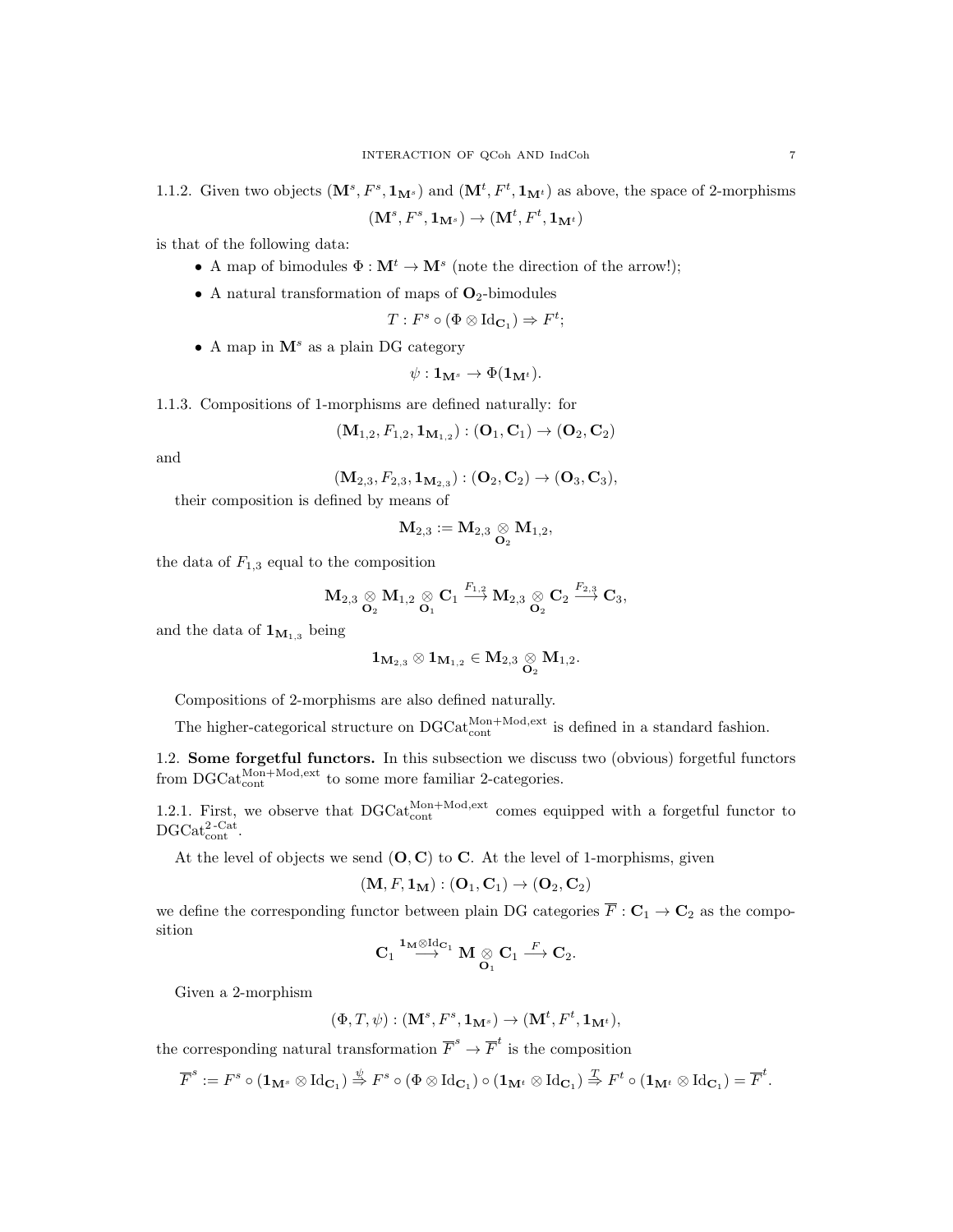1.1.2. Given two objects $(\mathbf{M}^s, F^s, \mathbf{1}_{\mathbf{M}^s})$ and $(\mathbf{M}^t, F^t, \mathbf{1}_{\mathbf{M}^t})$ as above, the space of 2-morphisms

$$(\mathbf{M}^s, F^s, \mathbf{1}_{\mathbf{M}^s}) \to (\mathbf{M}^t, F^t, \mathbf{1}_{\mathbf{M}^t})$$

is that of the following data:

- A map of bimodules $\Phi : \mathbf{M}^t \to \mathbf{M}^s$ (note the direction of the arrow!);
- A natural transformation of maps of $\mathbf{O}_2$-bimodules

$$T : F^s \circ (\Phi \otimes \mathrm{Id}_{\mathbf{C}_1}) \Rightarrow F^t;$$

- A map in $\mathbf{M}^s$ as a plain DG category

$$\psi : \mathbf{1}_{\mathbf{M}^s} \to \Phi(\mathbf{1}_{\mathbf{M}^t}).$$

1.1.3. Compositions of 1-morphisms are defined naturally: for

$$(\mathbf{M}_{1,2}, F_{1,2}, \mathbf{1}_{\mathbf{M}_{1,2}}) : (\mathbf{O}_1, \mathbf{C}_1) \to (\mathbf{O}_2, \mathbf{C}_2)$$

and

$$(\mathbf{M}_{2,3}, F_{2,3}, \mathbf{1}_{\mathbf{M}_{2,3}}) : (\mathbf{O}_2, \mathbf{C}_2) \to (\mathbf{O}_3, \mathbf{C}_3),$$

their composition is defined by means of

$$\mathbf{M}_{2,3} := \mathbf{M}_{2,3} \underset{\mathbf{O}_2}{\otimes} \mathbf{M}_{1,2},$$

the data of $F_{1,3}$ equal to the composition

$$\mathbf{M}_{2,3} \underset{\mathbf{O}_2}{\otimes} \mathbf{M}_{1,2} \underset{\mathbf{O}_1}{\otimes} \mathbf{C}_1 \xrightarrow{F_{1,2}} \mathbf{M}_{2,3} \underset{\mathbf{O}_2}{\otimes} \mathbf{C}_2 \xrightarrow{F_{2,3}} \mathbf{C}_3,$$

and the data of $\mathbf{1}_{\mathbf{M}_{1,3}}$ being

$$\mathbf{1}_{\mathbf{M}_{2,3}} \otimes \mathbf{1}_{\mathbf{M}_{1,2}} \in \mathbf{M}_{2,3} \underset{\mathbf{O}_2}{\otimes} \mathbf{M}_{1,2}.$$

Compositions of 2-morphisms are also defined naturally.

The higher-categorical structure on $\mathrm{DGCat}_{\mathrm{cont}}^{\mathrm{Mon+Mod,ext}}$ is defined in a standard fashion.

## 1.2. Some forgetful functors.

In this subsection we discuss two (obvious) forgetful functors from $\mathrm{DGCat}_{\mathrm{cont}}^{\mathrm{Mon+Mod,ext}}$ to some more familiar 2-categories.

1.2.1. First, we observe that $\mathrm{DGCat}_{\mathrm{cont}}^{\mathrm{Mon+Mod,ext}}$ comes equipped with a forgetful functor to $\mathrm{DGCat}_{\mathrm{cont}}^{2\text{-Cat}}$.

At the level of objects we send $(\mathbf{O}, \mathbf{C})$ to $\mathbf{C}$. At the level of 1-morphisms, given

$$(\mathbf{M}, F, \mathbf{1}_{\mathbf{M}}) : (\mathbf{O}_1, \mathbf{C}_1) \to (\mathbf{O}_2, \mathbf{C}_2)$$

we define the corresponding functor between plain DG categories $\overline{F} : \mathbf{C}_1 \to \mathbf{C}_2$ as the composition

$$\mathbf{C}_1 \overset{\mathbf{1}_{\mathbf{M}} \otimes \mathrm{Id}_{\mathbf{C}_1}}{\longrightarrow} \mathbf{M} \underset{\mathbf{O}_1}{\otimes} \mathbf{C}_1 \xrightarrow{F} \mathbf{C}_2.$$

Given a 2-morphism

$$(\Phi, T, \psi) : (\mathbf{M}^s, F^s, \mathbf{1}_{\mathbf{M}^s}) \to (\mathbf{M}^t, F^t, \mathbf{1}_{\mathbf{M}^t}),$$

the corresponding natural transformation $\overline{F}^s \to \overline{F}^t$ is the composition

$$\overline{F}^s := F^s \circ (\mathbf{1}_{\mathbf{M}^s} \otimes \mathrm{Id}_{\mathbf{C}_1}) \overset{\psi}{\Rightarrow} F^s \circ (\Phi \otimes \mathrm{Id}_{\mathbf{C}_1}) \circ (\mathbf{1}_{\mathbf{M}^t} \otimes \mathrm{Id}_{\mathbf{C}_1}) \overset{T}{\Rightarrow} F^t \circ (\mathbf{1}_{\mathbf{M}^t} \otimes \mathrm{Id}_{\mathbf{C}_1}) = \overline{F}^t.$$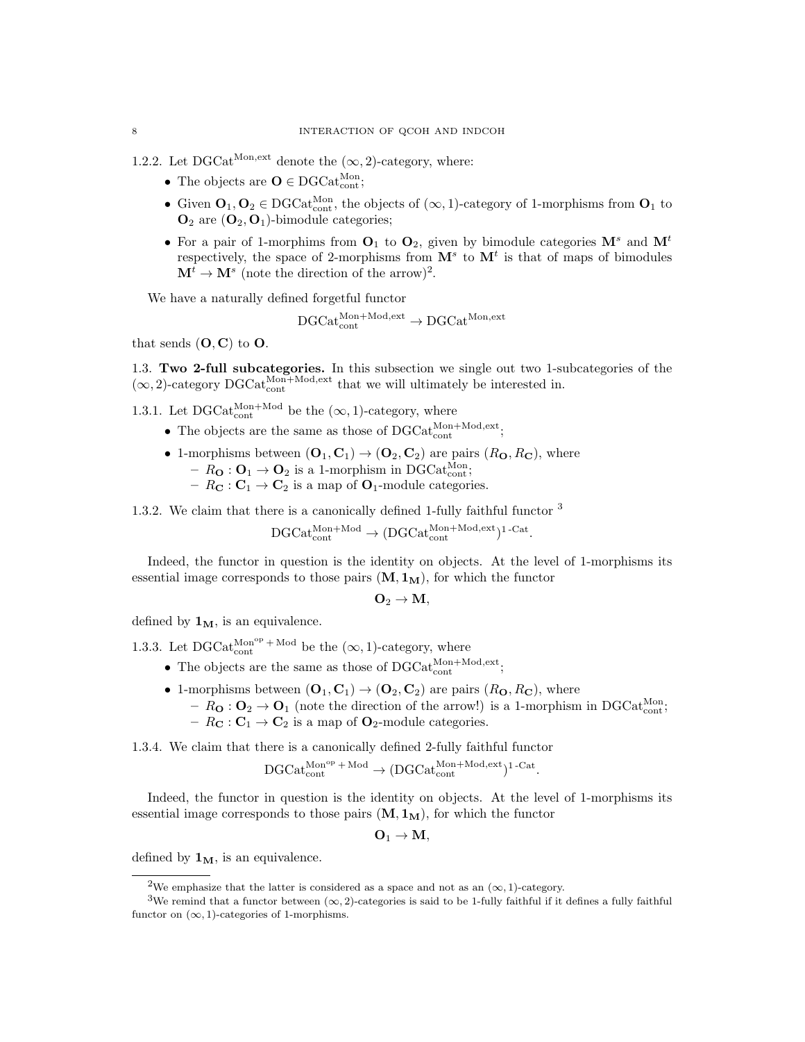1.2.2. Let $\mathrm{DGCat}^{\mathrm{Mon,ext}}$ denote the $(\infty,2)$-category, where:

- The objects are $\mathbf{O} \in \mathrm{DGCat}^{\mathrm{Mon}}_{\mathrm{cont}}$;
- Given $\mathbf{O}_1, \mathbf{O}_2 \in \mathrm{DGCat}^{\mathrm{Mon}}_{\mathrm{cont}}$, the objects of $(\infty,1)$-category of 1-morphisms from $\mathbf{O}_1$ to $\mathbf{O}_2$ are $(\mathbf{O}_2, \mathbf{O}_1)$-bimodule categories;
- For a pair of 1-morphims from $\mathbf{O}_1$ to $\mathbf{O}_2$, given by bimodule categories $\mathbf{M}^s$ and $\mathbf{M}^t$ respectively, the space of 2-morphisms from $\mathbf{M}^s$ to $\mathbf{M}^t$ is that of maps of bimodules $\mathbf{M}^t \to \mathbf{M}^s$ (note the direction of the arrow)[2].

We have a naturally defined forgetful functor

$$\mathrm{DGCat}^{\mathrm{Mon+Mod,ext}}_{\mathrm{cont}} \to \mathrm{DGCat}^{\mathrm{Mon,ext}}$$

that sends $(\mathbf{O}, \mathbf{C})$ to $\mathbf{O}$.

1.3. **Two 2-full subcategories.** In this subsection we single out two 1-subcategories of the $(\infty,2)$-category $\mathrm{DGCat}^{\mathrm{Mon+Mod,ext}}_{\mathrm{cont}}$ that we will ultimately be interested in.

1.3.1. Let $\mathrm{DGCat}^{\mathrm{Mon+Mod}}_{\mathrm{cont}}$ be the $(\infty,1)$-category, where

- The objects are the same as those of $\mathrm{DGCat}^{\mathrm{Mon+Mod,ext}}_{\mathrm{cont}}$;
- 1-morphisms between $(\mathbf{O}_1, \mathbf{C}_1) \to (\mathbf{O}_2, \mathbf{C}_2)$ are pairs $(R_{\mathbf{O}}, R_{\mathbf{C}})$, where
  - $R_{\mathbf{O}} : \mathbf{O}_1 \to \mathbf{O}_2$ is a 1-morphism in $\mathrm{DGCat}^{\mathrm{Mon}}_{\mathrm{cont}}$;
  - $R_{\mathbf{C}} : \mathbf{C}_1 \to \mathbf{C}_2$ is a map of $\mathbf{O}_1$-module categories.

1.3.2. We claim that there is a canonically defined 1-fully faithful functor [3]

$$\mathrm{DGCat}^{\mathrm{Mon+Mod}}_{\mathrm{cont}} \to (\mathrm{DGCat}^{\mathrm{Mon+Mod,ext}}_{\mathrm{cont}})^{1\text{-Cat}}.$$

Indeed, the functor in question is the identity on objects. At the level of 1-morphisms its essential image corresponds to those pairs $(\mathbf{M}, \mathbf{1}_{\mathbf{M}})$, for which the functor

$$\mathbf{O}_2 \to \mathbf{M},$$

defined by $\mathbf{1}_{\mathbf{M}}$, is an equivalence.

1.3.3. Let $\mathrm{DGCat}^{\mathrm{Mon}^{\mathrm{op}}+\mathrm{Mod}}_{\mathrm{cont}}$ be the $(\infty,1)$-category, where

- The objects are the same as those of $\mathrm{DGCat}^{\mathrm{Mon+Mod,ext}}_{\mathrm{cont}}$;
- 1-morphisms between $(\mathbf{O}_1, \mathbf{C}_1) \to (\mathbf{O}_2, \mathbf{C}_2)$ are pairs $(R_{\mathbf{O}}, R_{\mathbf{C}})$, where
  - $R_{\mathbf{O}} : \mathbf{O}_2 \to \mathbf{O}_1$ (note the direction of the arrow!) is a 1-morphism in $\mathrm{DGCat}^{\mathrm{Mon}}_{\mathrm{cont}}$;
  - $R_{\mathbf{C}} : \mathbf{C}_1 \to \mathbf{C}_2$ is a map of $\mathbf{O}_2$-module categories.

1.3.4. We claim that there is a canonically defined 2-fully faithful functor

$$\mathrm{DGCat}^{\mathrm{Mon}^{\mathrm{op}}+\mathrm{Mod}}_{\mathrm{cont}} \to (\mathrm{DGCat}^{\mathrm{Mon+Mod,ext}}_{\mathrm{cont}})^{1\text{-Cat}}.$$

Indeed, the functor in question is the identity on objects. At the level of 1-morphisms its essential image corresponds to those pairs $(\mathbf{M}, \mathbf{1}_{\mathbf{M}})$, for which the functor

$$\mathbf{O}_1 \to \mathbf{M},$$

defined by $\mathbf{1}_{\mathbf{M}}$, is an equivalence.

---

[2] We emphasize that the latter is considered as a space and not as an $(\infty,1)$-category.

[3] We remind that a functor between $(\infty,2)$-categories is said to be 1-fully faithful if it defines a fully faithful functor on $(\infty,1)$-categories of 1-morphisms.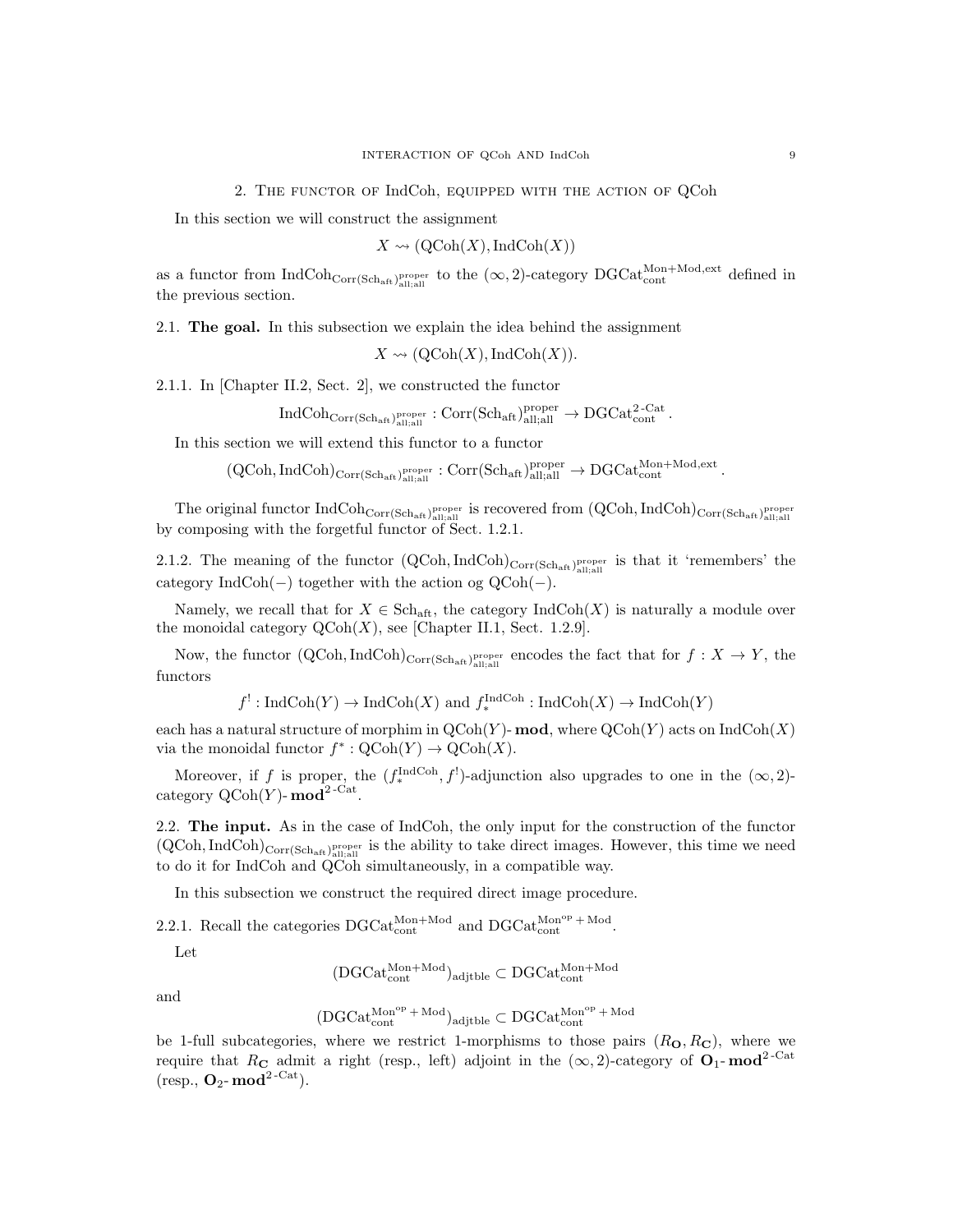## 2. The functor of IndCoh, equipped with the action of QCoh

In this section we will construct the assignment

$$X \rightsquigarrow (\mathrm{QCoh}(X), \mathrm{IndCoh}(X))$$

as a functor from $\mathrm{IndCoh}_{\mathrm{Corr}(\mathrm{Sch}_{\mathrm{aft}})^{\mathrm{proper}}_{\mathrm{all;all}}}$ to the $(\infty,2)$-category $\mathrm{DGCat}^{\mathrm{Mon+Mod,ext}}_{\mathrm{cont}}$ defined in the previous section.

### 2.1. The goal.

In this subsection we explain the idea behind the assignment

$$X \rightsquigarrow (\mathrm{QCoh}(X), \mathrm{IndCoh}(X)).$$

2.1.1. In [Chapter II.2, Sect. 2], we constructed the functor

$$\mathrm{IndCoh}_{\mathrm{Corr}(\mathrm{Sch}_{\mathrm{aft}})^{\mathrm{proper}}_{\mathrm{all;all}}} : \mathrm{Corr}(\mathrm{Sch}_{\mathrm{aft}})^{\mathrm{proper}}_{\mathrm{all;all}} \to \mathrm{DGCat}^{2\text{-}\mathrm{Cat}}_{\mathrm{cont}}.$$

In this section we will extend this functor to a functor

$$(\mathrm{QCoh}, \mathrm{IndCoh})_{\mathrm{Corr}(\mathrm{Sch}_{\mathrm{aft}})^{\mathrm{proper}}_{\mathrm{all;all}}} : \mathrm{Corr}(\mathrm{Sch}_{\mathrm{aft}})^{\mathrm{proper}}_{\mathrm{all;all}} \to \mathrm{DGCat}^{\mathrm{Mon+Mod,ext}}_{\mathrm{cont}}.$$

The original functor $\mathrm{IndCoh}_{\mathrm{Corr}(\mathrm{Sch}_{\mathrm{aft}})^{\mathrm{proper}}_{\mathrm{all;all}}}$ is recovered from $(\mathrm{QCoh}, \mathrm{IndCoh})_{\mathrm{Corr}(\mathrm{Sch}_{\mathrm{aft}})^{\mathrm{proper}}_{\mathrm{all;all}}}$ by composing with the forgetful functor of Sect. 1.2.1.

2.1.2. The meaning of the functor $(\mathrm{QCoh}, \mathrm{IndCoh})_{\mathrm{Corr}(\mathrm{Sch}_{\mathrm{aft}})^{\mathrm{proper}}_{\mathrm{all;all}}}$ is that it 'remembers' the category $\mathrm{IndCoh}(-)$ together with the action og $\mathrm{QCoh}(-)$.

Namely, we recall that for $X \in \mathrm{Sch}_{\mathrm{aft}}$, the category $\mathrm{IndCoh}(X)$ is naturally a module over the monoidal category $\mathrm{QCoh}(X)$, see [Chapter II.1, Sect. 1.2.9].

Now, the functor $(\mathrm{QCoh}, \mathrm{IndCoh})_{\mathrm{Corr}(\mathrm{Sch}_{\mathrm{aft}})^{\mathrm{proper}}_{\mathrm{all;all}}}$ encodes the fact that for $f : X \to Y$, the functors

$$f^! : \mathrm{IndCoh}(Y) \to \mathrm{IndCoh}(X) \text{ and } f^{\mathrm{IndCoh}}_* : \mathrm{IndCoh}(X) \to \mathrm{IndCoh}(Y)$$

each has a natural structure of morphim in $\mathrm{QCoh}(Y)\text{-}\mathbf{mod}$, where $\mathrm{QCoh}(Y)$ acts on $\mathrm{IndCoh}(X)$ via the monoidal functor $f^* : \mathrm{QCoh}(Y) \to \mathrm{QCoh}(X)$.

Moreover, if $f$ is proper, the $(f^{\mathrm{IndCoh}}_*, f^!)$-adjunction also upgrades to one in the $(\infty,2)$-category $\mathrm{QCoh}(Y)\text{-}\mathbf{mod}^{2\text{-}\mathrm{Cat}}$.

### 2.2. The input.

As in the case of IndCoh, the only input for the construction of the functor $(\mathrm{QCoh}, \mathrm{IndCoh})_{\mathrm{Corr}(\mathrm{Sch}_{\mathrm{aft}})^{\mathrm{proper}}_{\mathrm{all;all}}}$ is the ability to take direct images. However, this time we need to do it for IndCoh and QCoh simultaneously, in a compatible way.

In this subsection we construct the required direct image procedure.

2.2.1. Recall the categories $\mathrm{DGCat}^{\mathrm{Mon+Mod}}_{\mathrm{cont}}$ and $\mathrm{DGCat}^{\mathrm{Mon}^{\mathrm{op}}+\mathrm{Mod}}_{\mathrm{cont}}$.

Let

$$(\mathrm{DGCat}^{\mathrm{Mon+Mod}}_{\mathrm{cont}})_{\mathrm{adjtble}} \subset \mathrm{DGCat}^{\mathrm{Mon+Mod}}_{\mathrm{cont}}$$

and

$$(\mathrm{DGCat}^{\mathrm{Mon}^{\mathrm{op}}+\mathrm{Mod}}_{\mathrm{cont}})_{\mathrm{adjtble}} \subset \mathrm{DGCat}^{\mathrm{Mon}^{\mathrm{op}}+\mathrm{Mod}}_{\mathrm{cont}}$$

be 1-full subcategories, where we restrict 1-morphisms to those pairs $(R_{\mathbf{O}}, R_{\mathbf{C}})$, where we require that $R_{\mathbf{C}}$ admit a right (resp., left) adjoint in the $(\infty,2)$-category of $\mathbf{O}_1\text{-}\mathbf{mod}^{2\text{-}\mathrm{Cat}}$ (resp., $\mathbf{O}_2\text{-}\mathbf{mod}^{2\text{-}\mathrm{Cat}}$).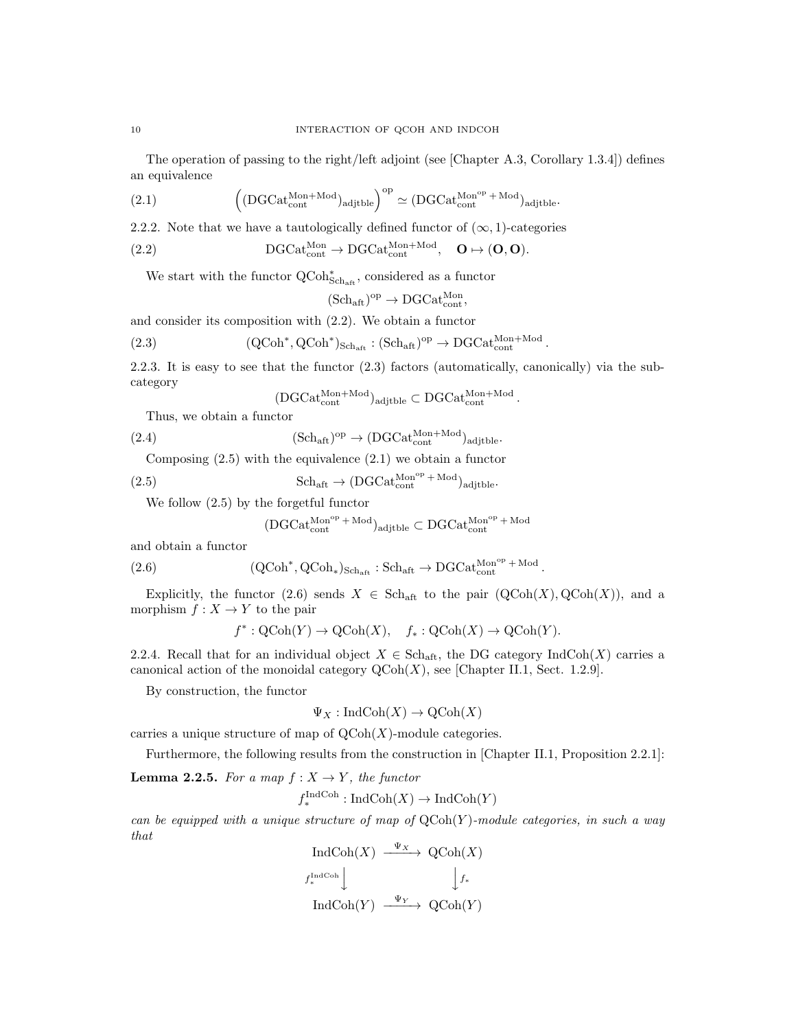The operation of passing to the right/left adjoint (see [Chapter A.3, Corollary 1.3.4]) defines an equivalence

$$\left((\mathrm{DGCat}^{\mathrm{Mon+Mod}}_{\mathrm{cont}})_{\mathrm{adjtble}}\right)^{\mathrm{op}} \simeq (\mathrm{DGCat}^{\mathrm{Mon}^{\mathrm{op}}+\mathrm{Mod}}_{\mathrm{cont}})_{\mathrm{adjtble}}. \tag{2.1}$$

2.2.2. Note that we have a tautologically defined functor of $(\infty,1)$-categories

$$\mathrm{DGCat}^{\mathrm{Mon}}_{\mathrm{cont}} \to \mathrm{DGCat}^{\mathrm{Mon+Mod}}_{\mathrm{cont}}, \quad \mathbf{O} \mapsto (\mathbf{O},\mathbf{O}). \tag{2.2}$$

We start with the functor $\mathrm{QCoh}^*_{\mathrm{Sch}_{\mathrm{aft}}}$, considered as a functor

$$(\mathrm{Sch}_{\mathrm{aft}})^{\mathrm{op}} \to \mathrm{DGCat}^{\mathrm{Mon}}_{\mathrm{cont}},$$

and consider its composition with (2.2). We obtain a functor

$$(\mathrm{QCoh}^*,\mathrm{QCoh}^*)_{\mathrm{Sch}_{\mathrm{aft}}} : (\mathrm{Sch}_{\mathrm{aft}})^{\mathrm{op}} \to \mathrm{DGCat}^{\mathrm{Mon+Mod}}_{\mathrm{cont}}. \tag{2.3}$$

2.2.3. It is easy to see that the functor (2.3) factors (automatically, canonically) via the subcategory

$$(\mathrm{DGCat}^{\mathrm{Mon+Mod}}_{\mathrm{cont}})_{\mathrm{adjtble}} \subset \mathrm{DGCat}^{\mathrm{Mon+Mod}}_{\mathrm{cont}}.$$

Thus, we obtain a functor

$$(\mathrm{Sch}_{\mathrm{aft}})^{\mathrm{op}} \to (\mathrm{DGCat}^{\mathrm{Mon+Mod}}_{\mathrm{cont}})_{\mathrm{adjtble}}. \tag{2.4}$$

Composing (2.5) with the equivalence (2.1) we obtain a functor

$$\mathrm{Sch}_{\mathrm{aft}} \to (\mathrm{DGCat}^{\mathrm{Mon}^{\mathrm{op}}+\mathrm{Mod}}_{\mathrm{cont}})_{\mathrm{adjtble}}. \tag{2.5}$$

We follow (2.5) by the forgetful functor

$$(\mathrm{DGCat}^{\mathrm{Mon}^{\mathrm{op}}+\mathrm{Mod}}_{\mathrm{cont}})_{\mathrm{adjtble}} \subset \mathrm{DGCat}^{\mathrm{Mon}^{\mathrm{op}}+\mathrm{Mod}}_{\mathrm{cont}}$$

and obtain a functor

$$(\mathrm{QCoh}^*,\mathrm{QCoh}_*)_{\mathrm{Sch}_{\mathrm{aft}}} : \mathrm{Sch}_{\mathrm{aft}} \to \mathrm{DGCat}^{\mathrm{Mon}^{\mathrm{op}}+\mathrm{Mod}}_{\mathrm{cont}}. \tag{2.6}$$

Explicitly, the functor (2.6) sends $X \in \mathrm{Sch}_{\mathrm{aft}}$ to the pair $(\mathrm{QCoh}(X),\mathrm{QCoh}(X))$, and a morphism $f : X \to Y$ to the pair

$$f^* : \mathrm{QCoh}(Y) \to \mathrm{QCoh}(X), \quad f_* : \mathrm{QCoh}(X) \to \mathrm{QCoh}(Y).$$

2.2.4. Recall that for an individual object $X \in \mathrm{Sch}_{\mathrm{aft}}$, the DG category $\mathrm{IndCoh}(X)$ carries a canonical action of the monoidal category $\mathrm{QCoh}(X)$, see [Chapter II.1, Sect. 1.2.9].

By construction, the functor

$$\Psi_X : \mathrm{IndCoh}(X) \to \mathrm{QCoh}(X)$$

carries a unique structure of map of $\mathrm{QCoh}(X)$-module categories.

Furthermore, the following results from the construction in [Chapter II.1, Proposition 2.2.1]:

**Lemma 2.2.5.** *For a map $f : X \to Y$, the functor*

$$f^{\mathrm{IndCoh}}_* : \mathrm{IndCoh}(X) \to \mathrm{IndCoh}(Y)$$

*can be equipped with a unique structure of map of $\mathrm{QCoh}(Y)$-module categories, in such a way that*

$$\begin{array}{ccc} \mathrm{IndCoh}(X) & \xrightarrow{\Psi_X} & \mathrm{QCoh}(X) \\ {\scriptstyle f^{\mathrm{IndCoh}}_*}\big\downarrow & & \big\downarrow{\scriptstyle f_*} \\ \mathrm{IndCoh}(Y) & \xrightarrow{\Psi_Y} & \mathrm{QCoh}(Y) \end{array}$$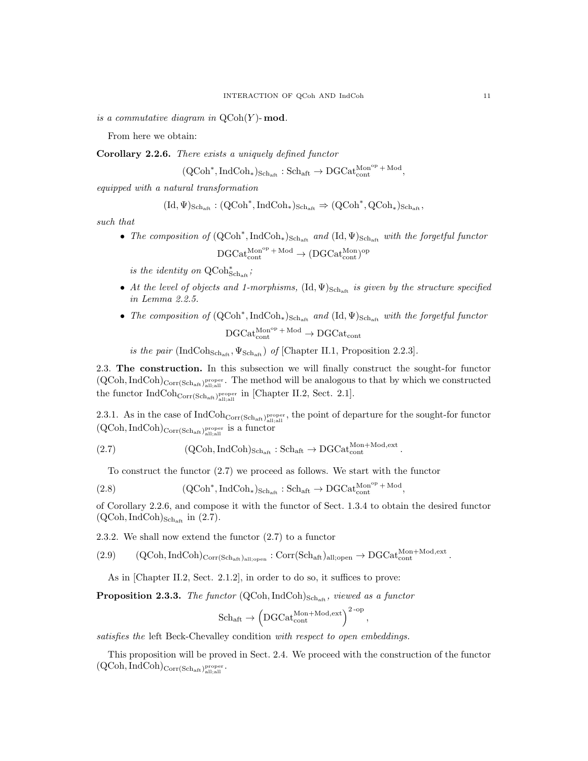*is a commutative diagram in* $\mathrm{QCoh}(Y)$-**mod**.

From here we obtain:

**Corollary 2.2.6.** *There exists a uniquely defined functor*

$$(\mathrm{QCoh}^*, \mathrm{IndCoh}_*)_{\mathrm{Sch}_{\mathrm{aft}}} : \mathrm{Sch}_{\mathrm{aft}} \to \mathrm{DGCat}_{\mathrm{cont}}^{\mathrm{Mon}^{\mathrm{op}}+\mathrm{Mod}},$$

*equipped with a natural transformation*

$$(\mathrm{Id}, \Psi)_{\mathrm{Sch}_{\mathrm{aft}}} : (\mathrm{QCoh}^*, \mathrm{IndCoh}_*)_{\mathrm{Sch}_{\mathrm{aft}}} \Rightarrow (\mathrm{QCoh}^*, \mathrm{QCoh}_*)_{\mathrm{Sch}_{\mathrm{aft}}},$$

*such that*

- *The composition of* $(\mathrm{QCoh}^*, \mathrm{IndCoh}_*)_{\mathrm{Sch}_{\mathrm{aft}}}$ *and* $(\mathrm{Id}, \Psi)_{\mathrm{Sch}_{\mathrm{aft}}}$ *with the forgetful functor*
$$\mathrm{DGCat}_{\mathrm{cont}}^{\mathrm{Mon}^{\mathrm{op}}+\mathrm{Mod}} \to (\mathrm{DGCat}_{\mathrm{cont}}^{\mathrm{Mon}})^{\mathrm{op}}$$
*is the identity on* $\mathrm{QCoh}^*_{\mathrm{Sch}_{\mathrm{aft}}}$*;*
- *At the level of objects and 1-morphisms,* $(\mathrm{Id}, \Psi)_{\mathrm{Sch}_{\mathrm{aft}}}$ *is given by the structure specified in Lemma 2.2.5.*
- *The composition of* $(\mathrm{QCoh}^*, \mathrm{IndCoh}_*)_{\mathrm{Sch}_{\mathrm{aft}}}$ *and* $(\mathrm{Id}, \Psi)_{\mathrm{Sch}_{\mathrm{aft}}}$ *with the forgetful functor*
$$\mathrm{DGCat}_{\mathrm{cont}}^{\mathrm{Mon}^{\mathrm{op}}+\mathrm{Mod}} \to \mathrm{DGCat}_{\mathrm{cont}}$$
*is the pair* $(\mathrm{IndCoh}_{\mathrm{Sch}_{\mathrm{aft}}}, \Psi_{\mathrm{Sch}_{\mathrm{aft}}})$ *of* [Chapter II.1, Proposition 2.2.3].

2.3. **The construction.** In this subsection we will finally construct the sought-for functor $(\mathrm{QCoh}, \mathrm{IndCoh})_{\mathrm{Corr}(\mathrm{Sch}_{\mathrm{aft}})^{\mathrm{proper}}_{\mathrm{all;all}}}$. The method will be analogous to that by which we constructed the functor $\mathrm{IndCoh}_{\mathrm{Corr}(\mathrm{Sch}_{\mathrm{aft}})^{\mathrm{proper}}_{\mathrm{all;all}}}$ in [Chapter II.2, Sect. 2.1].

2.3.1. As in the case of $\mathrm{IndCoh}_{\mathrm{Corr}(\mathrm{Sch}_{\mathrm{aft}})^{\mathrm{proper}}_{\mathrm{all;all}}}$, the point of departure for the sought-for functor $(\mathrm{QCoh}, \mathrm{IndCoh})_{\mathrm{Corr}(\mathrm{Sch}_{\mathrm{aft}})^{\mathrm{proper}}_{\mathrm{all;all}}}$ is a functor

$$(\mathrm{QCoh}, \mathrm{IndCoh})_{\mathrm{Sch}_{\mathrm{aft}}} : \mathrm{Sch}_{\mathrm{aft}} \to \mathrm{DGCat}_{\mathrm{cont}}^{\mathrm{Mon}+\mathrm{Mod},\mathrm{ext}}. \tag{2.7}$$

To construct the functor (2.7) we proceed as follows. We start with the functor

$$(\mathrm{QCoh}^*, \mathrm{IndCoh}_*)_{\mathrm{Sch}_{\mathrm{aft}}} : \mathrm{Sch}_{\mathrm{aft}} \to \mathrm{DGCat}_{\mathrm{cont}}^{\mathrm{Mon}^{\mathrm{op}}+\mathrm{Mod}}, \tag{2.8}$$

of Corollary 2.2.6, and compose it with the functor of Sect. 1.3.4 to obtain the desired functor $(\mathrm{QCoh}, \mathrm{IndCoh})_{\mathrm{Sch}_{\mathrm{aft}}}$ in (2.7).

2.3.2. We shall now extend the functor (2.7) to a functor

$$(\mathrm{QCoh}, \mathrm{IndCoh})_{\mathrm{Corr}(\mathrm{Sch}_{\mathrm{aft}})_{\mathrm{all;open}}} : \mathrm{Corr}(\mathrm{Sch}_{\mathrm{aft}})_{\mathrm{all;open}} \to \mathrm{DGCat}_{\mathrm{cont}}^{\mathrm{Mon}+\mathrm{Mod},\mathrm{ext}}. \tag{2.9}$$

As in [Chapter II.2, Sect. 2.1.2], in order to do so, it suffices to prove:

**Proposition 2.3.3.** *The functor* $(\mathrm{QCoh}, \mathrm{IndCoh})_{\mathrm{Sch}_{\mathrm{aft}}}$*, viewed as a functor*

$$\mathrm{Sch}_{\mathrm{aft}} \to \left(\mathrm{DGCat}_{\mathrm{cont}}^{\mathrm{Mon}+\mathrm{Mod},\mathrm{ext}}\right)^{2\text{-op}},$$

*satisfies the* left Beck-Chevalley condition *with respect to open embeddings.*

This proposition will be proved in Sect. 2.4. We proceed with the construction of the functor $(\mathrm{QCoh}, \mathrm{IndCoh})_{\mathrm{Corr}(\mathrm{Sch}_{\mathrm{aft}})^{\mathrm{proper}}_{\mathrm{all;all}}}$.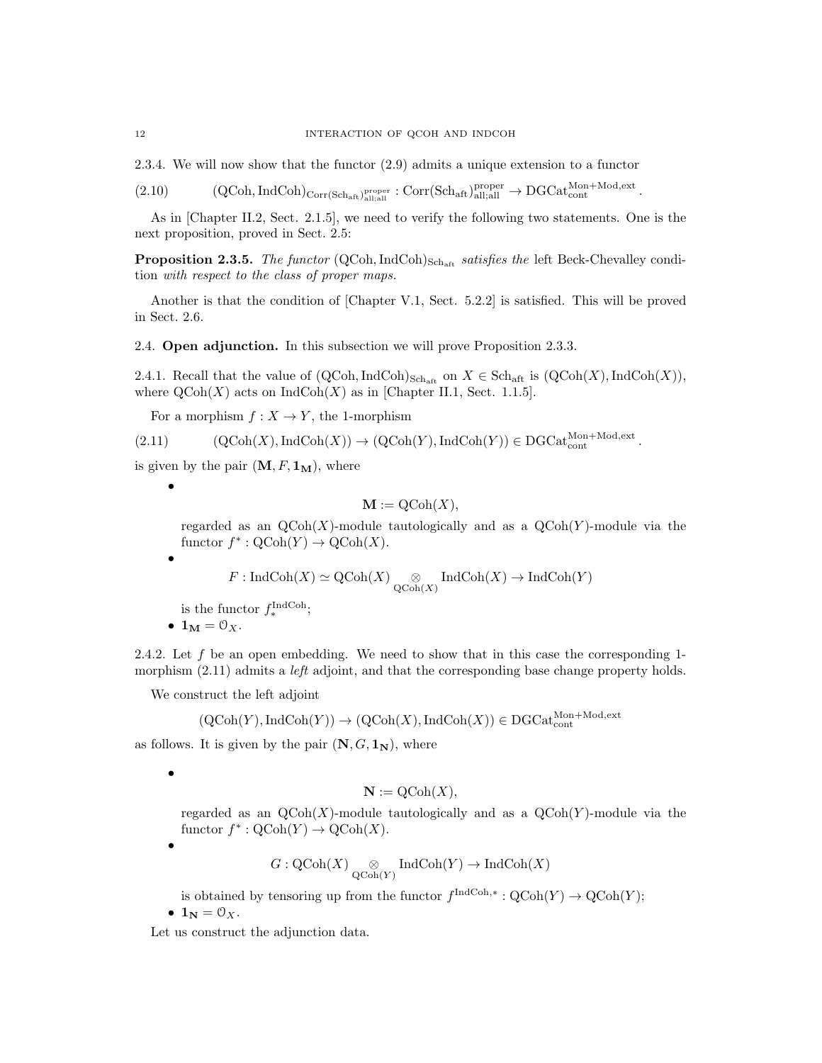2.3.4. We will now show that the functor (2.9) admits a unique extension to a functor

$$(\mathrm{QCoh}, \mathrm{IndCoh})_{\mathrm{Corr}(\mathrm{Sch}_{\mathrm{aft}})^{\mathrm{proper}}_{\mathrm{all;all}}} : \mathrm{Corr}(\mathrm{Sch}_{\mathrm{aft}})^{\mathrm{proper}}_{\mathrm{all;all}} \to \mathrm{DGCat}^{\mathrm{Mon+Mod,ext}}_{\mathrm{cont}}. \tag{2.10}$$

As in [Chapter II.2, Sect. 2.1.5], we need to verify the following two statements. One is the next proposition, proved in Sect. 2.5:

**Proposition 2.3.5.** *The functor* $(\mathrm{QCoh}, \mathrm{IndCoh})_{\mathrm{Sch}_{\mathrm{aft}}}$ *satisfies the* left Beck-Chevalley condition *with respect to the class of proper maps.*

Another is that the condition of [Chapter V.1, Sect. 5.2.2] is satisfied. This will be proved in Sect. 2.6.

## 2.4. Open adjunction.

In this subsection we will prove Proposition 2.3.3.

2.4.1. Recall that the value of $(\mathrm{QCoh}, \mathrm{IndCoh})_{\mathrm{Sch}_{\mathrm{aft}}}$ on $X \in \mathrm{Sch}_{\mathrm{aft}}$ is $(\mathrm{QCoh}(X), \mathrm{IndCoh}(X))$, where $\mathrm{QCoh}(X)$ acts on $\mathrm{IndCoh}(X)$ as in [Chapter II.1, Sect. 1.1.5].

For a morphism $f : X \to Y$, the 1-morphism

$$(\mathrm{QCoh}(X), \mathrm{IndCoh}(X)) \to (\mathrm{QCoh}(Y), \mathrm{IndCoh}(Y)) \in \mathrm{DGCat}^{\mathrm{Mon+Mod,ext}}_{\mathrm{cont}}. \tag{2.11}$$

is given by the pair $(\mathbf{M}, F, \mathbf{1}_{\mathbf{M}})$, where

- $$\mathbf{M} := \mathrm{QCoh}(X),$$
  regarded as an $\mathrm{QCoh}(X)$-module tautologically and as a $\mathrm{QCoh}(Y)$-module via the functor $f^* : \mathrm{QCoh}(Y) \to \mathrm{QCoh}(X)$.
- $$F : \mathrm{IndCoh}(X) \simeq \mathrm{QCoh}(X) \underset{\mathrm{QCoh}(X)}{\otimes} \mathrm{IndCoh}(X) \to \mathrm{IndCoh}(Y)$$
  is the functor $f^{\mathrm{IndCoh}}_*$;
- $\mathbf{1}_{\mathbf{M}} = \mathcal{O}_X$.

2.4.2. Let $f$ be an open embedding. We need to show that in this case the corresponding 1-morphism (2.11) admits a *left* adjoint, and that the corresponding base change property holds.

We construct the left adjoint

$$(\mathrm{QCoh}(Y), \mathrm{IndCoh}(Y)) \to (\mathrm{QCoh}(X), \mathrm{IndCoh}(X)) \in \mathrm{DGCat}^{\mathrm{Mon+Mod,ext}}_{\mathrm{cont}}$$

as follows. It is given by the pair $(\mathbf{N}, G, \mathbf{1}_{\mathbf{N}})$, where

- $$\mathbf{N} := \mathrm{QCoh}(X),$$
  regarded as an $\mathrm{QCoh}(X)$-module tautologically and as a $\mathrm{QCoh}(Y)$-module via the functor $f^* : \mathrm{QCoh}(Y) \to \mathrm{QCoh}(X)$.
- $$G : \mathrm{QCoh}(X) \underset{\mathrm{QCoh}(Y)}{\otimes} \mathrm{IndCoh}(Y) \to \mathrm{IndCoh}(X)$$
  is obtained by tensoring up from the functor $f^{\mathrm{IndCoh},*} : \mathrm{QCoh}(Y) \to \mathrm{QCoh}(Y)$;
- $\mathbf{1}_{\mathbf{N}} = \mathcal{O}_X$.

Let us construct the adjunction data.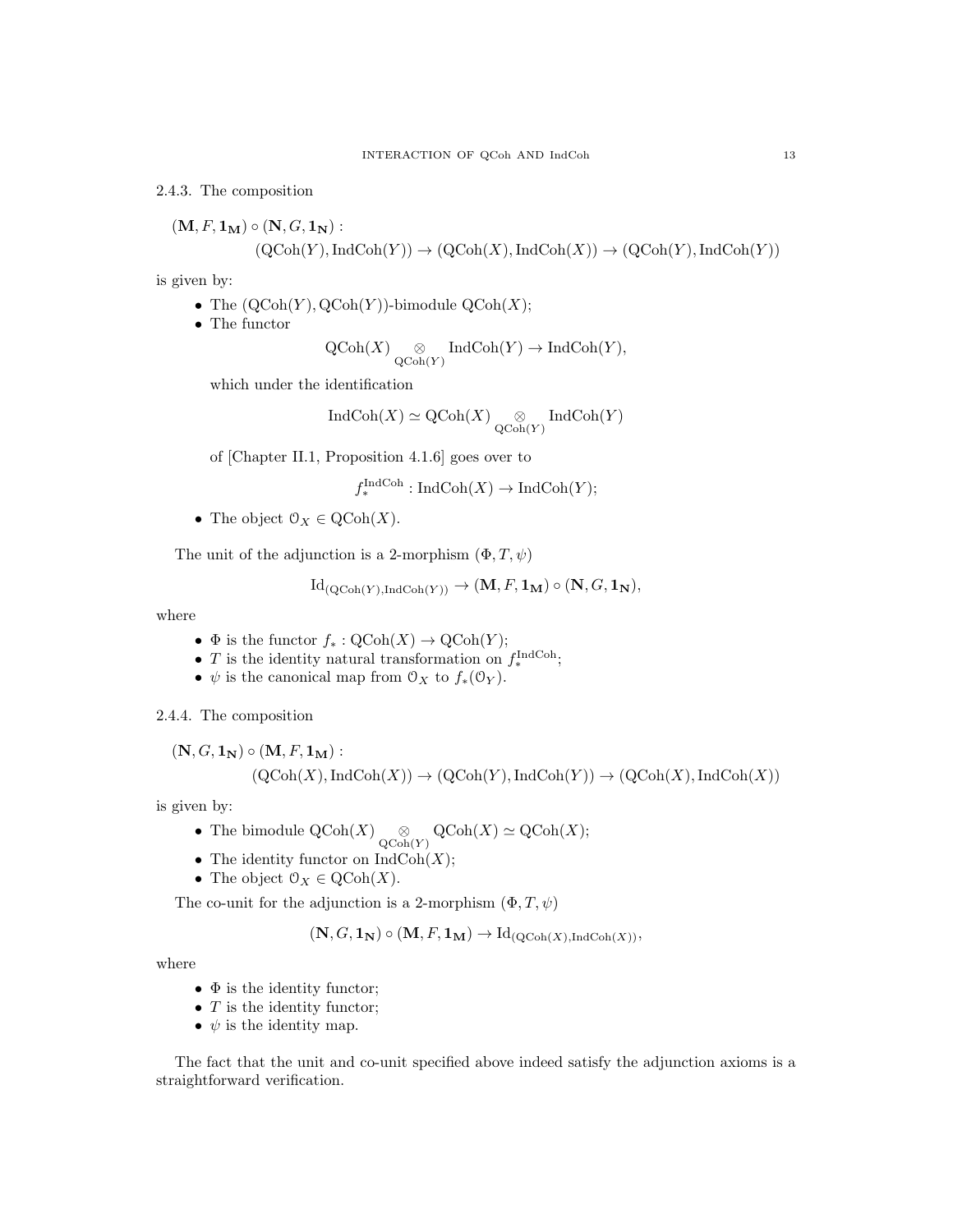2.4.3. The composition

$$(\mathbf{M}, F, \mathbf{1_M}) \circ (\mathbf{N}, G, \mathbf{1_N}) :$$
$$(\mathrm{QCoh}(Y), \mathrm{IndCoh}(Y)) \to (\mathrm{QCoh}(X), \mathrm{IndCoh}(X)) \to (\mathrm{QCoh}(Y), \mathrm{IndCoh}(Y))$$

is given by:

- The $(\mathrm{QCoh}(Y), \mathrm{QCoh}(Y))$-bimodule $\mathrm{QCoh}(X)$;
- The functor

$$\mathrm{QCoh}(X) \underset{\mathrm{QCoh}(Y)}{\otimes} \mathrm{IndCoh}(Y) \to \mathrm{IndCoh}(Y),$$

  which under the identification

$$\mathrm{IndCoh}(X) \simeq \mathrm{QCoh}(X) \underset{\mathrm{QCoh}(Y)}{\otimes} \mathrm{IndCoh}(Y)$$

  of [Chapter II.1, Proposition 4.1.6] goes over to

$$f_*^{\mathrm{IndCoh}} : \mathrm{IndCoh}(X) \to \mathrm{IndCoh}(Y);$$

- The object $\mathcal{O}_X \in \mathrm{QCoh}(X)$.

The unit of the adjunction is a 2-morphism $(\Phi, T, \psi)$

$$\mathrm{Id}_{(\mathrm{QCoh}(Y), \mathrm{IndCoh}(Y))} \to (\mathbf{M}, F, \mathbf{1_M}) \circ (\mathbf{N}, G, \mathbf{1_N}),$$

where

- $\Phi$ is the functor $f_* : \mathrm{QCoh}(X) \to \mathrm{QCoh}(Y)$;
- $T$ is the identity natural transformation on $f_*^{\mathrm{IndCoh}}$;
- $\psi$ is the canonical map from $\mathcal{O}_X$ to $f_*(\mathcal{O}_Y)$.

2.4.4. The composition

$$(\mathbf{N}, G, \mathbf{1_N}) \circ (\mathbf{M}, F, \mathbf{1_M}) :$$
$$(\mathrm{QCoh}(X), \mathrm{IndCoh}(X)) \to (\mathrm{QCoh}(Y), \mathrm{IndCoh}(Y)) \to (\mathrm{QCoh}(X), \mathrm{IndCoh}(X))$$

is given by:

- The bimodule $\mathrm{QCoh}(X) \underset{\mathrm{QCoh}(Y)}{\otimes} \mathrm{QCoh}(X) \simeq \mathrm{QCoh}(X)$;
- The identity functor on $\mathrm{IndCoh}(X)$;
- The object $\mathcal{O}_X \in \mathrm{QCoh}(X)$.

The co-unit for the adjunction is a 2-morphism $(\Phi, T, \psi)$

$$(\mathbf{N}, G, \mathbf{1_N}) \circ (\mathbf{M}, F, \mathbf{1_M}) \to \mathrm{Id}_{(\mathrm{QCoh}(X), \mathrm{IndCoh}(X))},$$

where

- $\Phi$ is the identity functor;
- $T$ is the identity functor;
- $\psi$ is the identity map.

The fact that the unit and co-unit specified above indeed satisfy the adjunction axioms is a straightforward verification.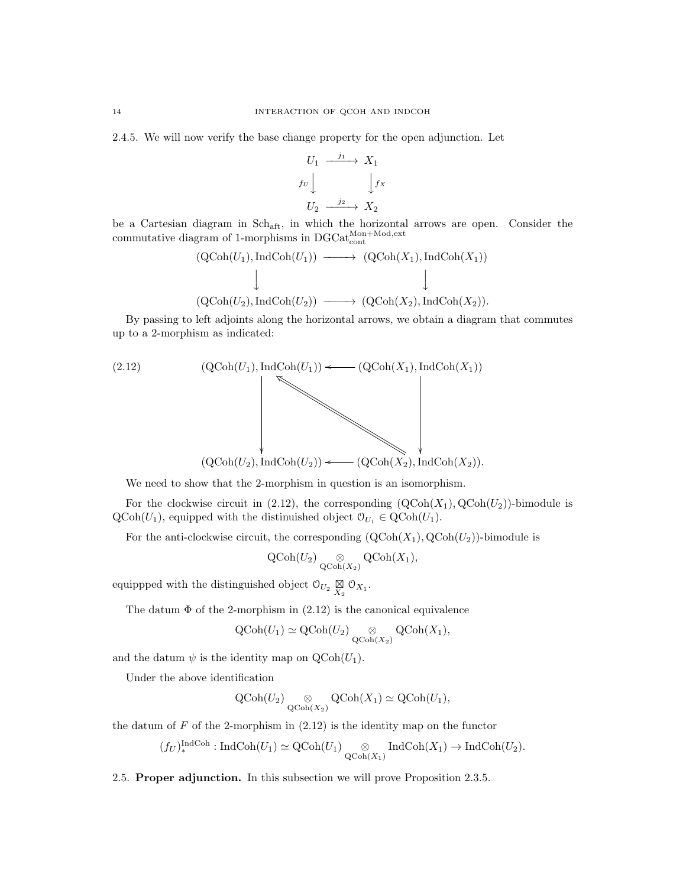2.4.5. We will now verify the base change property for the open adjunction. Let

$$\begin{array}{ccc} U_1 & \xrightarrow{j_1} & X_1 \\ {\scriptstyle f_U}\downarrow & & \downarrow{\scriptstyle f_X} \\ U_2 & \xrightarrow{j_2} & X_2 \end{array}$$

be a Cartesian diagram in $\mathrm{Sch}_{\mathrm{aft}}$, in which the horizontal arrows are open. Consider the commutative diagram of 1-morphisms in $\mathrm{DGCat}^{\mathrm{Mon+Mod,ext}}_{\mathrm{cont}}$

$$\begin{array}{ccc} (\mathrm{QCoh}(U_1), \mathrm{IndCoh}(U_1)) & \longrightarrow & (\mathrm{QCoh}(X_1), \mathrm{IndCoh}(X_1)) \\ \downarrow & & \downarrow \\ (\mathrm{QCoh}(U_2), \mathrm{IndCoh}(U_2)) & \longrightarrow & (\mathrm{QCoh}(X_2), \mathrm{IndCoh}(X_2)). \end{array}$$

By passing to left adjoints along the horizontal arrows, we obtain a diagram that commutes up to a 2-morphism as indicated:

$$(2.12)\qquad \begin{array}{ccc} (\mathrm{QCoh}(U_1), \mathrm{IndCoh}(U_1)) & \longleftarrow & (\mathrm{QCoh}(X_1), \mathrm{IndCoh}(X_1)) \\ \downarrow & \nwarrow\!\!\!\!\nwarrow & \downarrow \\ (\mathrm{QCoh}(U_2), \mathrm{IndCoh}(U_2)) & \longleftarrow & (\mathrm{QCoh}(X_2), \mathrm{IndCoh}(X_2)). \end{array}$$

We need to show that the 2-morphism in question is an isomorphism.

For the clockwise circuit in (2.12), the corresponding $(\mathrm{QCoh}(X_1), \mathrm{QCoh}(U_2))$-bimodule is $\mathrm{QCoh}(U_1)$, equipped with the distinuished object $\mathcal{O}_{U_1} \in \mathrm{QCoh}(U_1)$.

For the anti-clockwise circuit, the corresponding $(\mathrm{QCoh}(X_1), \mathrm{QCoh}(U_2))$-bimodule is

$$\mathrm{QCoh}(U_2) \underset{\mathrm{QCoh}(X_2)}{\otimes} \mathrm{QCoh}(X_1),$$

equippped with the distinguished object $\mathcal{O}_{U_2} \underset{X_2}{\boxtimes} \mathcal{O}_{X_1}$.

The datum $\Phi$ of the 2-morphism in (2.12) is the canonical equivalence

$$\mathrm{QCoh}(U_1) \simeq \mathrm{QCoh}(U_2) \underset{\mathrm{QCoh}(X_2)}{\otimes} \mathrm{QCoh}(X_1),$$

and the datum $\psi$ is the identity map on $\mathrm{QCoh}(U_1)$.

Under the above identification

$$\mathrm{QCoh}(U_2) \underset{\mathrm{QCoh}(X_2)}{\otimes} \mathrm{QCoh}(X_1) \simeq \mathrm{QCoh}(U_1),$$

the datum of $F$ of the 2-morphism in (2.12) is the identity map on the functor

$$(f_U)^{\mathrm{IndCoh}}_* : \mathrm{IndCoh}(U_1) \simeq \mathrm{QCoh}(U_1) \underset{\mathrm{QCoh}(X_1)}{\otimes} \mathrm{IndCoh}(X_1) \to \mathrm{IndCoh}(U_2).$$

## 2.5. **Proper adjunction.**

In this subsection we will prove Proposition 2.3.5.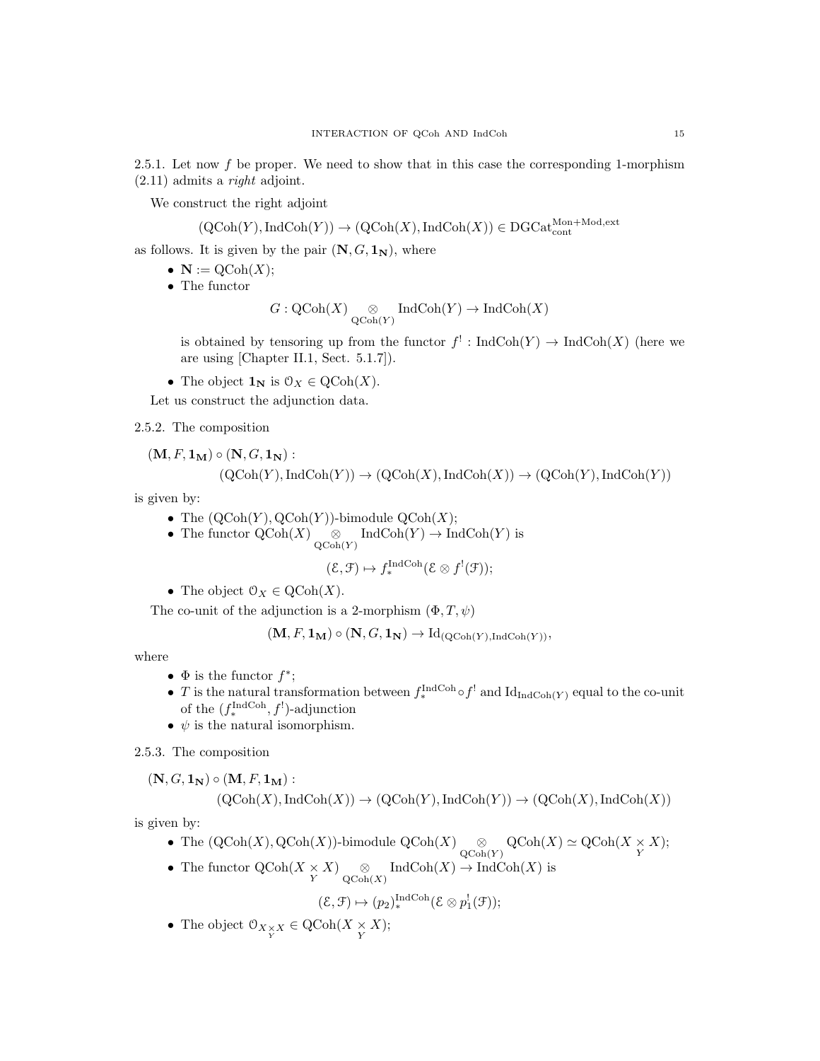2.5.1. Let now $f$ be proper. We need to show that in this case the corresponding 1-morphism (2.11) admits a *right* adjoint.

We construct the right adjoint

$$(\mathrm{QCoh}(Y), \mathrm{IndCoh}(Y)) \to (\mathrm{QCoh}(X), \mathrm{IndCoh}(X)) \in \mathrm{DGCat}^{\mathrm{Mon+Mod,ext}}_{\mathrm{cont}}$$

as follows. It is given by the pair $(\mathbf{N}, G, \mathbf{1_N})$, where

- $\mathbf{N} := \mathrm{QCoh}(X)$;
- The functor
$$G : \mathrm{QCoh}(X) \underset{\mathrm{QCoh}(Y)}{\otimes} \mathrm{IndCoh}(Y) \to \mathrm{IndCoh}(X)$$
is obtained by tensoring up from the functor $f^! : \mathrm{IndCoh}(Y) \to \mathrm{IndCoh}(X)$ (here we are using [Chapter II.1, Sect. 5.1.7]).
- The object $\mathbf{1_N}$ is $\mathcal{O}_X \in \mathrm{QCoh}(X)$.

Let us construct the adjunction data.

2.5.2. The composition

$$(\mathbf{M}, F, \mathbf{1_M}) \circ (\mathbf{N}, G, \mathbf{1_N}) :$$
$$(\mathrm{QCoh}(Y), \mathrm{IndCoh}(Y)) \to (\mathrm{QCoh}(X), \mathrm{IndCoh}(X)) \to (\mathrm{QCoh}(Y), \mathrm{IndCoh}(Y))$$

is given by:

- The $(\mathrm{QCoh}(Y), \mathrm{QCoh}(Y))$-bimodule $\mathrm{QCoh}(X)$;
- The functor $\mathrm{QCoh}(X) \underset{\mathrm{QCoh}(Y)}{\otimes} \mathrm{IndCoh}(Y) \to \mathrm{IndCoh}(Y)$ is
$$(\mathcal{E}, \mathcal{F}) \mapsto f^{\mathrm{IndCoh}}_*(\mathcal{E} \otimes f^!(\mathcal{F}));$$
- The object $\mathcal{O}_X \in \mathrm{QCoh}(X)$.

The co-unit of the adjunction is a 2-morphism $(\Phi, T, \psi)$

$$(\mathbf{M}, F, \mathbf{1_M}) \circ (\mathbf{N}, G, \mathbf{1_N}) \to \mathrm{Id}_{(\mathrm{QCoh}(Y), \mathrm{IndCoh}(Y))},$$

where

- $\Phi$ is the functor $f^*$;
- $T$ is the natural transformation between $f^{\mathrm{IndCoh}}_* \circ f^!$ and $\mathrm{Id}_{\mathrm{IndCoh}(Y)}$ equal to the co-unit of the $(f^{\mathrm{IndCoh}}_*, f^!)$-adjunction
- $\psi$ is the natural isomorphism.

2.5.3. The composition

$$(\mathbf{N}, G, \mathbf{1_N}) \circ (\mathbf{M}, F, \mathbf{1_M}) :$$
$$(\mathrm{QCoh}(X), \mathrm{IndCoh}(X)) \to (\mathrm{QCoh}(Y), \mathrm{IndCoh}(Y)) \to (\mathrm{QCoh}(X), \mathrm{IndCoh}(X))$$

is given by:

- The $(\mathrm{QCoh}(X), \mathrm{QCoh}(X))$-bimodule $\mathrm{QCoh}(X) \underset{\mathrm{QCoh}(Y)}{\otimes} \mathrm{QCoh}(X) \simeq \mathrm{QCoh}(X \underset{Y}{\times} X)$;
- The functor $\mathrm{QCoh}(X \underset{Y}{\times} X) \underset{\mathrm{QCoh}(X)}{\otimes} \mathrm{IndCoh}(X) \to \mathrm{IndCoh}(X)$ is
$$(\mathcal{E}, \mathcal{F}) \mapsto (p_2)^{\mathrm{IndCoh}}_*(\mathcal{E} \otimes p_1^!(\mathcal{F}));$$
- The object $\mathcal{O}_{X \underset{Y}{\times} X} \in \mathrm{QCoh}(X \underset{Y}{\times} X)$;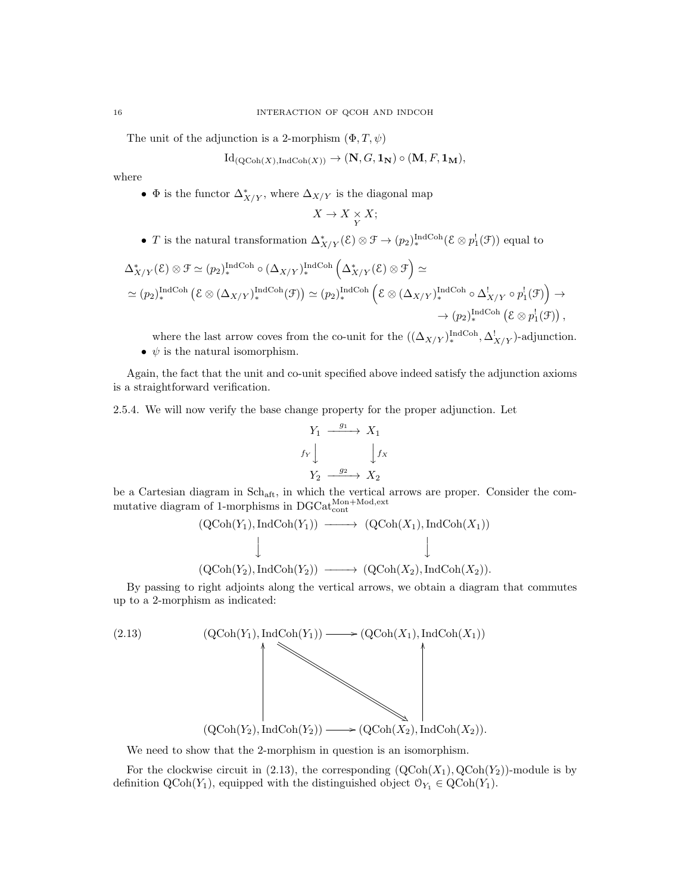The unit of the adjunction is a 2-morphism $(\Phi, T, \psi)$

$$\mathrm{Id}_{(\mathrm{QCoh}(X),\mathrm{IndCoh}(X))} \to (\mathbf{N}, G, \mathbf{1_N}) \circ (\mathbf{M}, F, \mathbf{1_M}),$$

where

- $\Phi$ is the functor $\Delta^*_{X/Y}$, where $\Delta_{X/Y}$ is the diagonal map
$$X \to X \underset{Y}{\times} X;$$
- $T$ is the natural transformation $\Delta^*_{X/Y}(\mathcal{E}) \otimes \mathcal{F} \to (p_2)^{\mathrm{IndCoh}}_*(\mathcal{E} \otimes p_1^!(\mathcal{F}))$ equal to

$$\Delta^*_{X/Y}(\mathcal{E}) \otimes \mathcal{F} \simeq (p_2)^{\mathrm{IndCoh}}_* \circ (\Delta_{X/Y})^{\mathrm{IndCoh}}_* \left(\Delta^*_{X/Y}(\mathcal{E}) \otimes \mathcal{F}\right) \simeq$$
$$\simeq (p_2)^{\mathrm{IndCoh}}_* \left(\mathcal{E} \otimes (\Delta_{X/Y})^{\mathrm{IndCoh}}_*(\mathcal{F})\right) \simeq (p_2)^{\mathrm{IndCoh}}_* \left(\mathcal{E} \otimes (\Delta_{X/Y})^{\mathrm{IndCoh}}_* \circ \Delta^!_{X/Y} \circ p_1^!(\mathcal{F})\right) \to$$
$$\to (p_2)^{\mathrm{IndCoh}}_* \left(\mathcal{E} \otimes p_1^!(\mathcal{F})\right),$$

where the last arrow coves from the co-unit for the $((\Delta_{X/Y})^{\mathrm{IndCoh}}_*, \Delta^!_{X/Y})$-adjunction.
- $\psi$ is the natural isomorphism.

Again, the fact that the unit and co-unit specified above indeed satisfy the adjunction axioms is a straightforward verification.

2.5.4. We will now verify the base change property for the proper adjunction. Let

$$\begin{array}{ccc} Y_1 & \xrightarrow{g_1} & X_1 \\ {\scriptstyle f_Y}\downarrow & & \downarrow{\scriptstyle f_X} \\ Y_2 & \xrightarrow{g_2} & X_2 \end{array}$$

be a Cartesian diagram in $\mathrm{Sch}_{\mathrm{aft}}$, in which the vertical arrows are proper. Consider the commutative diagram of 1-morphisms in $\mathrm{DGCat}^{\mathrm{Mon+Mod,ext}}_{\mathrm{cont}}$

$$\begin{array}{ccc} (\mathrm{QCoh}(Y_1), \mathrm{IndCoh}(Y_1)) & \longrightarrow & (\mathrm{QCoh}(X_1), \mathrm{IndCoh}(X_1)) \\ \downarrow & & \downarrow \\ (\mathrm{QCoh}(Y_2), \mathrm{IndCoh}(Y_2)) & \longrightarrow & (\mathrm{QCoh}(X_2), \mathrm{IndCoh}(X_2)). \end{array}$$

By passing to right adjoints along the vertical arrows, we obtain a diagram that commutes up to a 2-morphism as indicated:

$$(2.13) \qquad \begin{array}{ccc} (\mathrm{QCoh}(Y_1), \mathrm{IndCoh}(Y_1)) & \longrightarrow & (\mathrm{QCoh}(X_1), \mathrm{IndCoh}(X_1)) \\ \uparrow & \searrow\!\!\!\searrow & \uparrow \\ (\mathrm{QCoh}(Y_2), \mathrm{IndCoh}(Y_2)) & \longrightarrow & (\mathrm{QCoh}(X_2), \mathrm{IndCoh}(X_2)). \end{array}$$

We need to show that the 2-morphism in question is an isomorphism.

For the clockwise circuit in (2.13), the corresponding $(\mathrm{QCoh}(X_1), \mathrm{QCoh}(Y_2))$-module is by definition $\mathrm{QCoh}(Y_1)$, equipped with the distinguished object $\mathcal{O}_{Y_1} \in \mathrm{QCoh}(Y_1)$.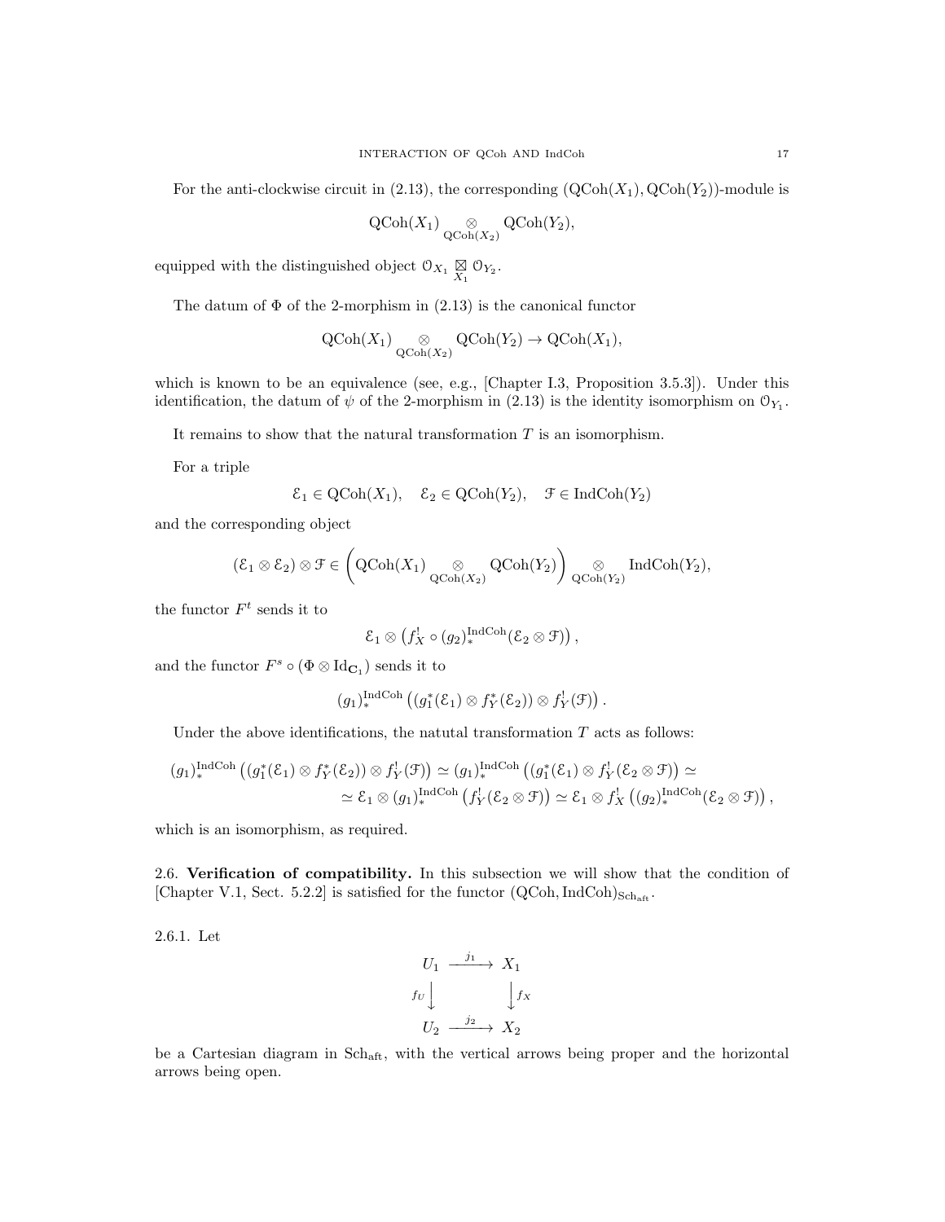For the anti-clockwise circuit in (2.13), the corresponding $(\mathrm{QCoh}(X_1), \mathrm{QCoh}(Y_2))$-module is

$$\mathrm{QCoh}(X_1) \underset{\mathrm{QCoh}(X_2)}{\otimes} \mathrm{QCoh}(Y_2),$$

equipped with the distinguished object $\mathcal{O}_{X_1} \underset{X_1}{\boxtimes} \mathcal{O}_{Y_2}$.

The datum of $\Phi$ of the 2-morphism in (2.13) is the canonical functor

$$\mathrm{QCoh}(X_1) \underset{\mathrm{QCoh}(X_2)}{\otimes} \mathrm{QCoh}(Y_2) \to \mathrm{QCoh}(X_1),$$

which is known to be an equivalence (see, e.g., [Chapter I.3, Proposition 3.5.3]). Under this identification, the datum of $\psi$ of the 2-morphism in (2.13) is the identity isomorphism on $\mathcal{O}_{Y_1}$.

It remains to show that the natural transformation $T$ is an isomorphism.

For a triple

$$\mathcal{E}_1 \in \mathrm{QCoh}(X_1), \quad \mathcal{E}_2 \in \mathrm{QCoh}(Y_2), \quad \mathcal{F} \in \mathrm{IndCoh}(Y_2)$$

and the corresponding object

$$(\mathcal{E}_1 \otimes \mathcal{E}_2) \otimes \mathcal{F} \in \left(\mathrm{QCoh}(X_1) \underset{\mathrm{QCoh}(X_2)}{\otimes} \mathrm{QCoh}(Y_2)\right) \underset{\mathrm{QCoh}(Y_2)}{\otimes} \mathrm{IndCoh}(Y_2),$$

the functor $F^t$ sends it to

$$\mathcal{E}_1 \otimes \left(f_X^! \circ (g_2)_*^{\mathrm{IndCoh}}(\mathcal{E}_2 \otimes \mathcal{F})\right),$$

and the functor $F^s \circ (\Phi \otimes \mathrm{Id}_{\mathbf{C}_1})$ sends it to

$$(g_1)_*^{\mathrm{IndCoh}}\left((g_1^*(\mathcal{E}_1) \otimes f_Y^*(\mathcal{E}_2)) \otimes f_Y^!(\mathcal{F})\right).$$

Under the above identifications, the natutal transformation $T$ acts as follows:

$$\begin{aligned}(g_1)_*^{\mathrm{IndCoh}}\left((g_1^*(\mathcal{E}_1) \otimes f_Y^*(\mathcal{E}_2)) \otimes f_Y^!(\mathcal{F})\right) &\simeq (g_1)_*^{\mathrm{IndCoh}}\left((g_1^*(\mathcal{E}_1) \otimes f_Y^!(\mathcal{E}_2 \otimes \mathcal{F})\right) \simeq \\ &\simeq \mathcal{E}_1 \otimes (g_1)_*^{\mathrm{IndCoh}}\left(f_Y^!(\mathcal{E}_2 \otimes \mathcal{F})\right) \simeq \mathcal{E}_1 \otimes f_X^!\left((g_2)_*^{\mathrm{IndCoh}}(\mathcal{E}_2 \otimes \mathcal{F})\right),\end{aligned}$$

which is an isomorphism, as required.

## 2.6. Verification of compatibility.

In this subsection we will show that the condition of [Chapter V.1, Sect. 5.2.2] is satisfied for the functor $(\mathrm{QCoh}, \mathrm{IndCoh})_{\mathrm{Sch}_{\mathrm{aft}}}$.

2.6.1. Let

$$\begin{array}{ccc} U_1 & \xrightarrow{j_1} & X_1 \\ {\scriptstyle f_U}\downarrow & & \downarrow{\scriptstyle f_X} \\ U_2 & \xrightarrow{j_2} & X_2 \end{array}$$

be a Cartesian diagram in $\mathrm{Sch}_{\mathrm{aft}}$, with the vertical arrows being proper and the horizontal arrows being open.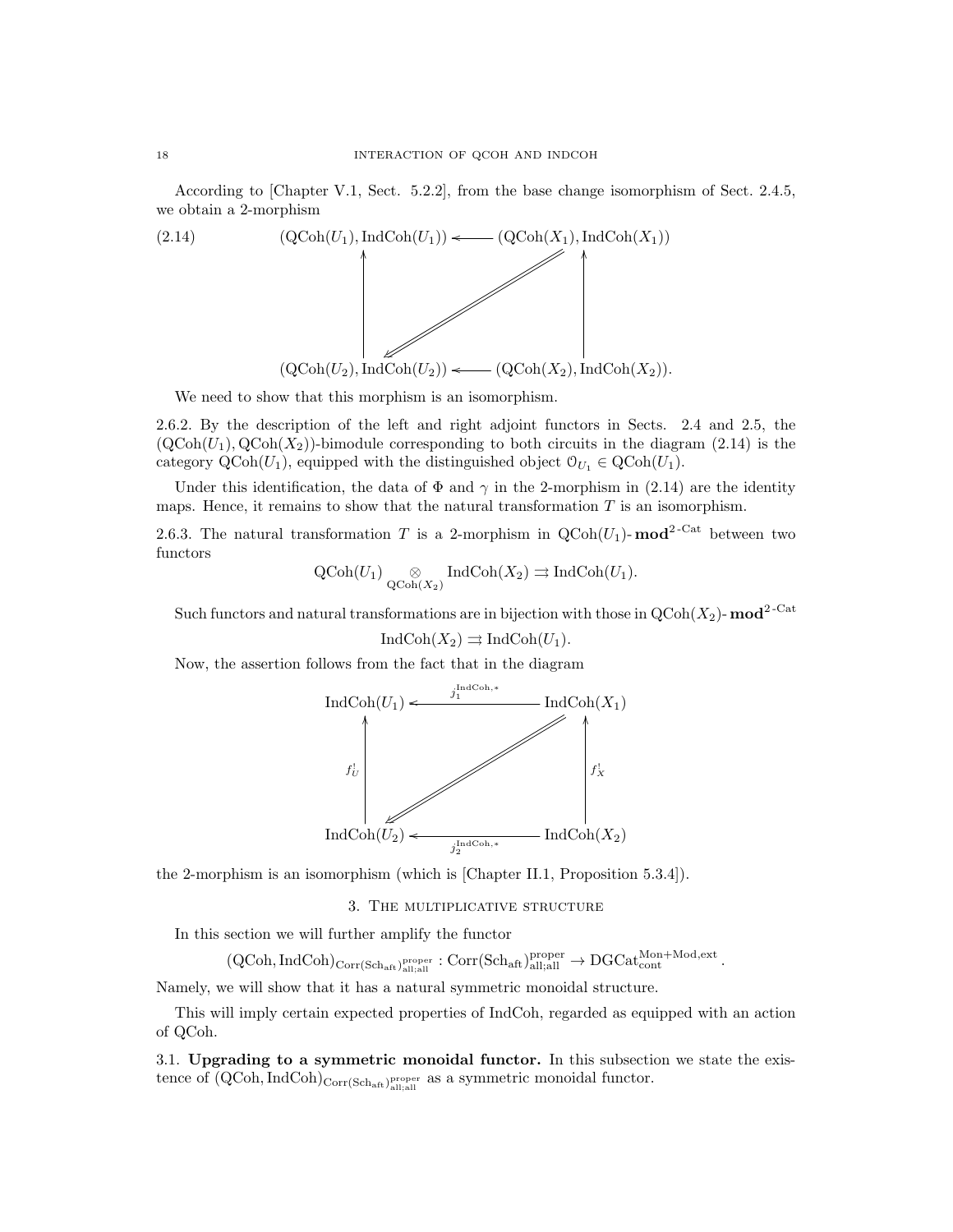According to [Chapter V.1, Sect. 5.2.2], from the base change isomorphism of Sect. 2.4.5, we obtain a 2-morphism

$$
\begin{array}{ccc}
(\mathrm{QCoh}(U_1), \mathrm{IndCoh}(U_1)) & \longleftarrow & (\mathrm{QCoh}(X_1), \mathrm{IndCoh}(X_1)) \\
\uparrow & \swarrow\!\!\!\!\swarrow & \uparrow \\
(\mathrm{QCoh}(U_2), \mathrm{IndCoh}(U_2)) & \longleftarrow & (\mathrm{QCoh}(X_2), \mathrm{IndCoh}(X_2)).
\end{array}
\tag{2.14}
$$

We need to show that this morphism is an isomorphism.

2.6.2. By the description of the left and right adjoint functors in Sects. 2.4 and 2.5, the $(\mathrm{QCoh}(U_1), \mathrm{QCoh}(X_2))$-bimodule corresponding to both circuits in the diagram (2.14) is the category $\mathrm{QCoh}(U_1)$, equipped with the distinguished object $\mathcal{O}_{U_1} \in \mathrm{QCoh}(U_1)$.

Under this identification, the data of $\Phi$ and $\gamma$ in the 2-morphism in (2.14) are the identity maps. Hence, it remains to show that the natural transformation $T$ is an isomorphism.

2.6.3. The natural transformation $T$ is a 2-morphism in $\mathrm{QCoh}(U_1)\text{-}\mathbf{mod}^{2\text{-Cat}}$ between two functors

$$\mathrm{QCoh}(U_1) \underset{\mathrm{QCoh}(X_2)}{\otimes} \mathrm{IndCoh}(X_2) \rightrightarrows \mathrm{IndCoh}(U_1).$$

Such functors and natural transformations are in bijection with those in $\mathrm{QCoh}(X_2)\text{-}\mathbf{mod}^{2\text{-Cat}}$

$$\mathrm{IndCoh}(X_2) \rightrightarrows \mathrm{IndCoh}(U_1).$$

Now, the assertion follows from the fact that in the diagram

$$
\begin{array}{ccc}
\mathrm{IndCoh}(U_1) & \xleftarrow{j_1^{\mathrm{IndCoh},*}} & \mathrm{IndCoh}(X_1) \\
{\scriptstyle f_U^!}\uparrow & \swarrow\!\!\!\!\swarrow & \uparrow{\scriptstyle f_X^!} \\
\mathrm{IndCoh}(U_2) & \xleftarrow[j_2^{\mathrm{IndCoh},*}]{} & \mathrm{IndCoh}(X_2)
\end{array}
$$

the 2-morphism is an isomorphism (which is [Chapter II.1, Proposition 5.3.4]).

## 3. The multiplicative structure

In this section we will further amplify the functor

$$(\mathrm{QCoh}, \mathrm{IndCoh})_{\mathrm{Corr}(\mathrm{Sch}_{\mathrm{aft}})^{\mathrm{proper}}_{\mathrm{all;all}}} : \mathrm{Corr}(\mathrm{Sch}_{\mathrm{aft}})^{\mathrm{proper}}_{\mathrm{all;all}} \to \mathrm{DGCat}^{\mathrm{Mon+Mod,ext}}_{\mathrm{cont}}.$$

Namely, we will show that it has a natural symmetric monoidal structure.

This will imply certain expected properties of IndCoh, regarded as equipped with an action of QCoh.

3.1. **Upgrading to a symmetric monoidal functor.** In this subsection we state the existence of $(\mathrm{QCoh}, \mathrm{IndCoh})_{\mathrm{Corr}(\mathrm{Sch}_{\mathrm{aft}})^{\mathrm{proper}}_{\mathrm{all;all}}}$ as a symmetric monoidal functor.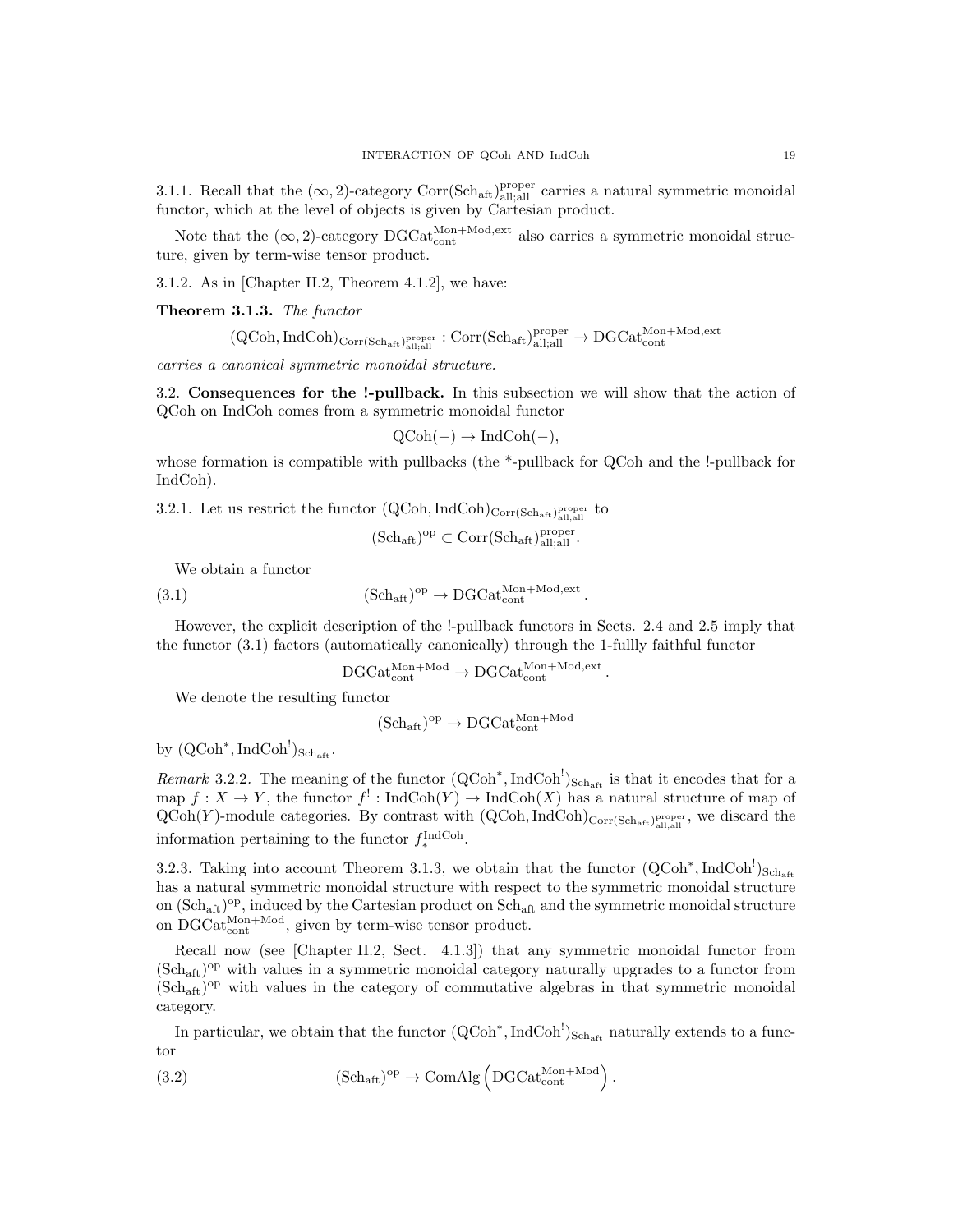3.1.1. Recall that the $(\infty, 2)$-category $\mathrm{Corr}(\mathrm{Sch}_{\mathrm{aft}})^{\mathrm{proper}}_{\mathrm{all;all}}$ carries a natural symmetric monoidal functor, which at the level of objects is given by Cartesian product.

Note that the $(\infty, 2)$-category $\mathrm{DGCat}^{\mathrm{Mon+Mod,ext}}_{\mathrm{cont}}$ also carries a symmetric monoidal structure, given by term-wise tensor product.

3.1.2. As in [Chapter II.2, Theorem 4.1.2], we have:

**Theorem 3.1.3.** *The functor*

$$(\mathrm{QCoh}, \mathrm{IndCoh})_{\mathrm{Corr}(\mathrm{Sch}_{\mathrm{aft}})^{\mathrm{proper}}_{\mathrm{all;all}}} : \mathrm{Corr}(\mathrm{Sch}_{\mathrm{aft}})^{\mathrm{proper}}_{\mathrm{all;all}} \to \mathrm{DGCat}^{\mathrm{Mon+Mod,ext}}_{\mathrm{cont}}$$

*carries a canonical symmetric monoidal structure.*

3.2. **Consequences for the !-pullback.** In this subsection we will show that the action of QCoh on IndCoh comes from a symmetric monoidal functor

$$\mathrm{QCoh}(-) \to \mathrm{IndCoh}(-),$$

whose formation is compatible with pullbacks (the \*-pullback for QCoh and the !-pullback for IndCoh).

3.2.1. Let us restrict the functor $(\mathrm{QCoh}, \mathrm{IndCoh})_{\mathrm{Corr}(\mathrm{Sch}_{\mathrm{aft}})^{\mathrm{proper}}_{\mathrm{all;all}}}$ to

$$(\mathrm{Sch}_{\mathrm{aft}})^{\mathrm{op}} \subset \mathrm{Corr}(\mathrm{Sch}_{\mathrm{aft}})^{\mathrm{proper}}_{\mathrm{all;all}}.$$

We obtain a functor

$$(\mathrm{Sch}_{\mathrm{aft}})^{\mathrm{op}} \to \mathrm{DGCat}^{\mathrm{Mon+Mod,ext}}_{\mathrm{cont}}. \tag{3.1}$$

However, the explicit description of the !-pullback functors in Sects. 2.4 and 2.5 imply that the functor (3.1) factors (automatically canonically) through the 1-fullly faithful functor

$$\mathrm{DGCat}^{\mathrm{Mon+Mod}}_{\mathrm{cont}} \to \mathrm{DGCat}^{\mathrm{Mon+Mod,ext}}_{\mathrm{cont}}.$$

We denote the resulting functor

$$(\mathrm{Sch}_{\mathrm{aft}})^{\mathrm{op}} \to \mathrm{DGCat}^{\mathrm{Mon+Mod}}_{\mathrm{cont}}$$

by $(\mathrm{QCoh}^*, \mathrm{IndCoh}^!)_{\mathrm{Sch}_{\mathrm{aft}}}$.

*Remark* 3.2.2. The meaning of the functor $(\mathrm{QCoh}^*, \mathrm{IndCoh}^!)_{\mathrm{Sch}_{\mathrm{aft}}}$ is that it encodes that for a map $f : X \to Y$, the functor $f^! : \mathrm{IndCoh}(Y) \to \mathrm{IndCoh}(X)$ has a natural structure of map of $\mathrm{QCoh}(Y)$-module categories. By contrast with $(\mathrm{QCoh}, \mathrm{IndCoh})_{\mathrm{Corr}(\mathrm{Sch}_{\mathrm{aft}})^{\mathrm{proper}}_{\mathrm{all;all}}}$, we discard the information pertaining to the functor $f^{\mathrm{IndCoh}}_*$.

3.2.3. Taking into account Theorem 3.1.3, we obtain that the functor $(\mathrm{QCoh}^*, \mathrm{IndCoh}^!)_{\mathrm{Sch}_{\mathrm{aft}}}$ has a natural symmetric monoidal structure with respect to the symmetric monoidal structure on $(\mathrm{Sch}_{\mathrm{aft}})^{\mathrm{op}}$, induced by the Cartesian product on $\mathrm{Sch}_{\mathrm{aft}}$ and the symmetric monoidal structure on $\mathrm{DGCat}^{\mathrm{Mon+Mod}}_{\mathrm{cont}}$, given by term-wise tensor product.

Recall now (see [Chapter II.2, Sect. 4.1.3]) that any symmetric monoidal functor from $(\mathrm{Sch}_{\mathrm{aft}})^{\mathrm{op}}$ with values in a symmetric monoidal category naturally upgrades to a functor from $(\mathrm{Sch}_{\mathrm{aft}})^{\mathrm{op}}$ with values in the category of commutative algebras in that symmetric monoidal category.

In particular, we obtain that the functor $(\mathrm{QCoh}^*, \mathrm{IndCoh}^!)_{\mathrm{Sch}_{\mathrm{aft}}}$ naturally extends to a functor

$$(\mathrm{Sch}_{\mathrm{aft}})^{\mathrm{op}} \to \mathrm{ComAlg}\left(\mathrm{DGCat}^{\mathrm{Mon+Mod}}_{\mathrm{cont}}\right). \tag{3.2}$$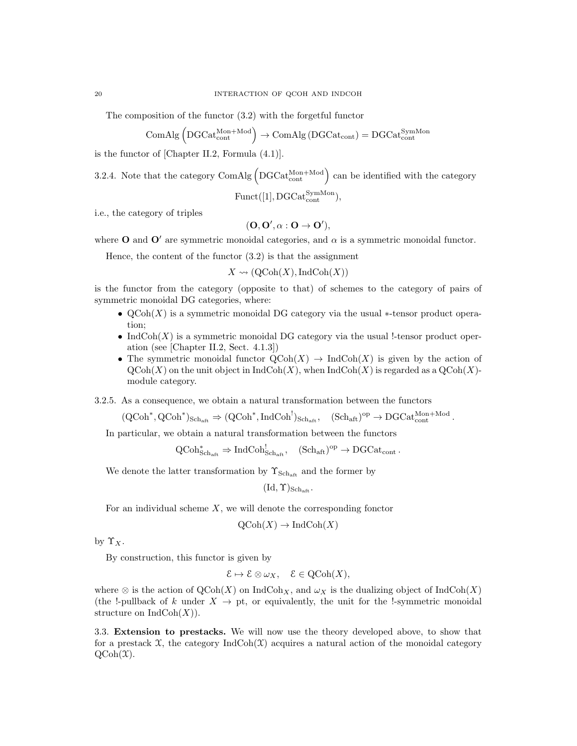The composition of the functor (3.2) with the forgetful functor

$$\mathrm{ComAlg}\left(\mathrm{DGCat}^{\mathrm{Mon+Mod}}_{\mathrm{cont}}\right) \to \mathrm{ComAlg}\left(\mathrm{DGCat}_{\mathrm{cont}}\right) = \mathrm{DGCat}^{\mathrm{SymMon}}_{\mathrm{cont}}$$

is the functor of [Chapter II.2, Formula (4.1)].

3.2.4. Note that the category $\mathrm{ComAlg}\left(\mathrm{DGCat}^{\mathrm{Mon+Mod}}_{\mathrm{cont}}\right)$ can be identified with the category

$$\mathrm{Funct}([1], \mathrm{DGCat}^{\mathrm{SymMon}}_{\mathrm{cont}}),$$

i.e., the category of triples

$$(\mathbf{O}, \mathbf{O}', \alpha : \mathbf{O} \to \mathbf{O}'),$$

where $\mathbf{O}$ and $\mathbf{O}'$ are symmetric monoidal categories, and $\alpha$ is a symmetric monoidal functor.

Hence, the content of the functor (3.2) is that the assignment

$$X \rightsquigarrow (\mathrm{QCoh}(X), \mathrm{IndCoh}(X))$$

is the functor from the category (opposite to that) of schemes to the category of pairs of symmetric monoidal DG categories, where:

- $\mathrm{QCoh}(X)$ is a symmetric monoidal DG category via the usual $*$-tensor product operation;
- $\mathrm{IndCoh}(X)$ is a symmetric monoidal DG category via the usual !-tensor product operation (see [Chapter II.2, Sect. 4.1.3])
- The symmetric monoidal functor $\mathrm{QCoh}(X) \to \mathrm{IndCoh}(X)$ is given by the action of $\mathrm{QCoh}(X)$ on the unit object in $\mathrm{IndCoh}(X)$, when $\mathrm{IndCoh}(X)$ is regarded as a $\mathrm{QCoh}(X)$-module category.

3.2.5. As a consequence, we obtain a natural transformation between the functors

$$(\mathrm{QCoh}^*, \mathrm{QCoh}^*)_{\mathrm{Sch}_{\mathrm{aft}}} \Rightarrow (\mathrm{QCoh}^*, \mathrm{IndCoh}^!)_{\mathrm{Sch}_{\mathrm{aft}}}, \quad (\mathrm{Sch}_{\mathrm{aft}})^{\mathrm{op}} \to \mathrm{DGCat}^{\mathrm{Mon+Mod}}_{\mathrm{cont}}.$$

In particular, we obtain a natural transformation between the functors

$$\mathrm{QCoh}^*_{\mathrm{Sch}_{\mathrm{aft}}} \Rightarrow \mathrm{IndCoh}^!_{\mathrm{Sch}_{\mathrm{aft}}}, \quad (\mathrm{Sch}_{\mathrm{aft}})^{\mathrm{op}} \to \mathrm{DGCat}_{\mathrm{cont}}.$$

We denote the latter transformation by $\Upsilon_{\mathrm{Sch}_{\mathrm{aft}}}$ and the former by

$$(\mathrm{Id}, \Upsilon)_{\mathrm{Sch}_{\mathrm{aft}}}.$$

For an individual scheme $X$, we will denote the corresponding fonctor

$$\mathrm{QCoh}(X) \to \mathrm{IndCoh}(X)$$

by $\Upsilon_X$.

By construction, this functor is given by

$$\mathcal{E} \mapsto \mathcal{E} \otimes \omega_X, \quad \mathcal{E} \in \mathrm{QCoh}(X),$$

where $\otimes$ is the action of $\mathrm{QCoh}(X)$ on $\mathrm{IndCoh}_X$, and $\omega_X$ is the dualizing object of $\mathrm{IndCoh}(X)$ (the !-pullback of $k$ under $X \to \mathrm{pt}$, or equivalently, the unit for the !-symmetric monoidal structure on $\mathrm{IndCoh}(X)$).

3.3. **Extension to prestacks.** We will now use the theory developed above, to show that for a prestack $\mathcal{X}$, the category $\mathrm{IndCoh}(\mathcal{X})$ acquires a natural action of the monoidal category $\mathrm{QCoh}(\mathcal{X})$.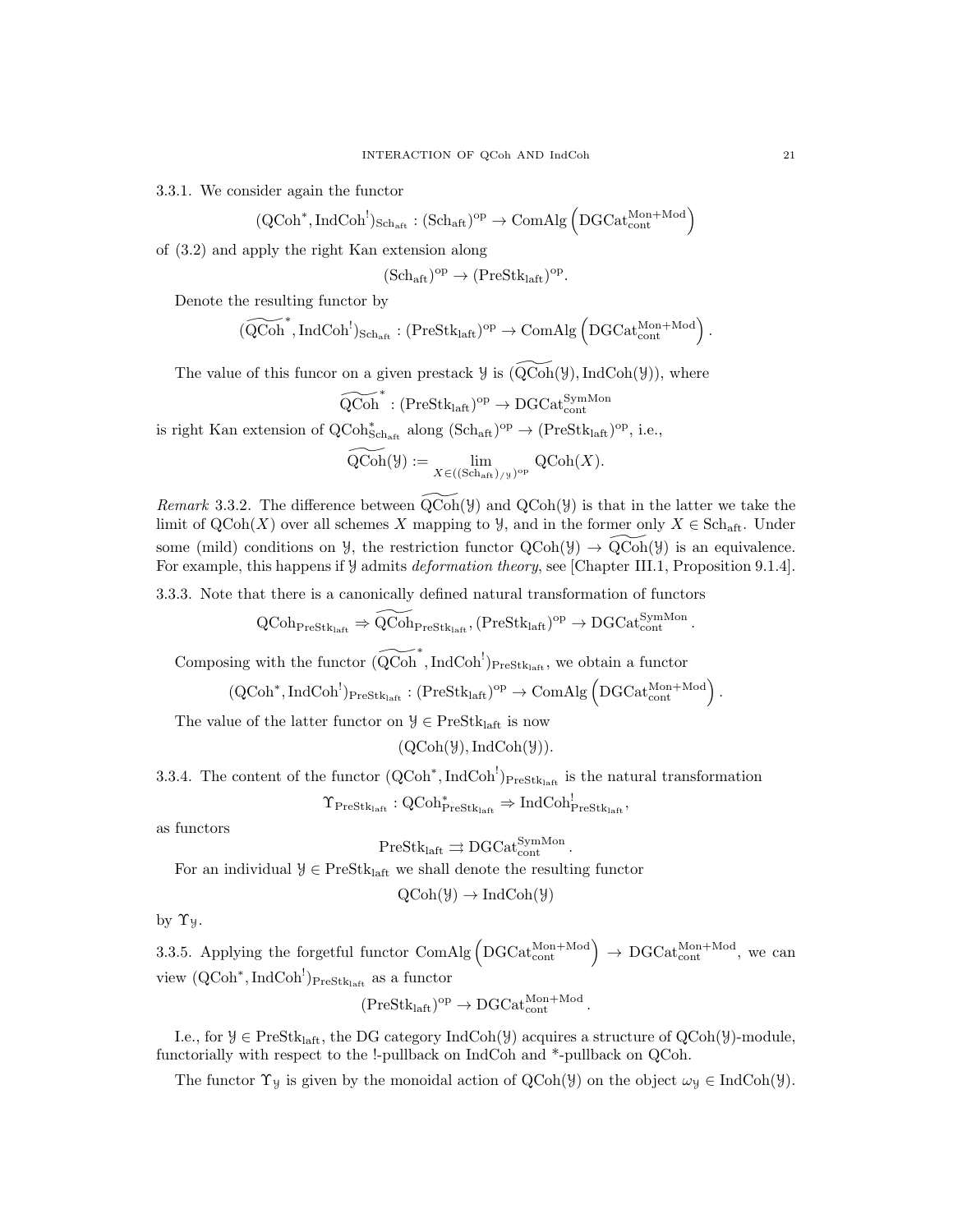3.3.1. We consider again the functor

$$(\mathrm{QCoh}^*, \mathrm{IndCoh}^!)_{\mathrm{Sch}_{\mathrm{aft}}} : (\mathrm{Sch}_{\mathrm{aft}})^{\mathrm{op}} \to \mathrm{ComAlg}\left(\mathrm{DGCat}_{\mathrm{cont}}^{\mathrm{Mon+Mod}}\right)$$

of (3.2) and apply the right Kan extension along

$$(\mathrm{Sch}_{\mathrm{aft}})^{\mathrm{op}} \to (\mathrm{PreStk}_{\mathrm{laft}})^{\mathrm{op}}.$$

Denote the resulting functor by

$$(\widetilde{\mathrm{QCoh}}^*, \mathrm{IndCoh}^!)_{\mathrm{Sch}_{\mathrm{aft}}} : (\mathrm{PreStk}_{\mathrm{laft}})^{\mathrm{op}} \to \mathrm{ComAlg}\left(\mathrm{DGCat}_{\mathrm{cont}}^{\mathrm{Mon+Mod}}\right).$$

The value of this funcor on a given prestack $\mathcal{Y}$ is $(\widetilde{\mathrm{QCoh}}(\mathcal{Y}), \mathrm{IndCoh}(\mathcal{Y}))$, where

$$\widetilde{\mathrm{QCoh}}^* : (\mathrm{PreStk}_{\mathrm{laft}})^{\mathrm{op}} \to \mathrm{DGCat}_{\mathrm{cont}}^{\mathrm{SymMon}}$$

is right Kan extension of $\mathrm{QCoh}^*_{\mathrm{Sch}_{\mathrm{aft}}}$ along $(\mathrm{Sch}_{\mathrm{aft}})^{\mathrm{op}} \to (\mathrm{PreStk}_{\mathrm{laft}})^{\mathrm{op}}$, i.e.,

$$\widetilde{\mathrm{QCoh}}(\mathcal{Y}) := \lim_{X \in ((\mathrm{Sch}_{\mathrm{aft}})_{/\mathcal{Y}})^{\mathrm{op}}} \mathrm{QCoh}(X).$$

*Remark* 3.3.2. The difference between $\widetilde{\mathrm{QCoh}}(\mathcal{Y})$ and $\mathrm{QCoh}(\mathcal{Y})$ is that in the latter we take the limit of $\mathrm{QCoh}(X)$ over all schemes $X$ mapping to $\mathcal{Y}$, and in the former only $X \in \mathrm{Sch}_{\mathrm{aft}}$. Under some (mild) conditions on $\mathcal{Y}$, the restriction functor $\mathrm{QCoh}(\mathcal{Y}) \to \widetilde{\mathrm{QCoh}}(\mathcal{Y})$ is an equivalence. For example, this happens if $\mathcal{Y}$ admits *deformation theory*, see [Chapter III.1, Proposition 9.1.4].

3.3.3. Note that there is a canonically defined natural transformation of functors

$$\mathrm{QCoh}_{\mathrm{PreStk}_{\mathrm{laft}}} \Rightarrow \widetilde{\mathrm{QCoh}}_{\mathrm{PreStk}_{\mathrm{laft}}}, (\mathrm{PreStk}_{\mathrm{laft}})^{\mathrm{op}} \to \mathrm{DGCat}_{\mathrm{cont}}^{\mathrm{SymMon}}.$$

Composing with the functor $(\widetilde{\mathrm{QCoh}}^*, \mathrm{IndCoh}^!)_{\mathrm{PreStk}_{\mathrm{laft}}}$, we obtain a functor

$$(\mathrm{QCoh}^*, \mathrm{IndCoh}^!)_{\mathrm{PreStk}_{\mathrm{laft}}} : (\mathrm{PreStk}_{\mathrm{laft}})^{\mathrm{op}} \to \mathrm{ComAlg}\left(\mathrm{DGCat}_{\mathrm{cont}}^{\mathrm{Mon+Mod}}\right).$$

The value of the latter functor on $\mathcal{Y} \in \mathrm{PreStk}_{\mathrm{laft}}$ is now

$$(\mathrm{QCoh}(\mathcal{Y}), \mathrm{IndCoh}(\mathcal{Y})).$$

3.3.4. The content of the functor $(\mathrm{QCoh}^*, \mathrm{IndCoh}^!)_{\mathrm{PreStk}_{\mathrm{laft}}}$ is the natural transformation

$$\Upsilon_{\mathrm{PreStk}_{\mathrm{laft}}} : \mathrm{QCoh}^*_{\mathrm{PreStk}_{\mathrm{laft}}} \Rightarrow \mathrm{IndCoh}^!_{\mathrm{PreStk}_{\mathrm{laft}}},$$

as functors

$$\mathrm{PreStk}_{\mathrm{laft}} \rightrightarrows \mathrm{DGCat}_{\mathrm{cont}}^{\mathrm{SymMon}}.$$

For an individual $\mathcal{Y} \in \mathrm{PreStk}_{\mathrm{laft}}$ we shall denote the resulting functor

$$\mathrm{QCoh}(\mathcal{Y}) \to \mathrm{IndCoh}(\mathcal{Y})$$

by $\Upsilon_{\mathcal{Y}}$.

3.3.5. Applying the forgetful functor $\mathrm{ComAlg}\left(\mathrm{DGCat}_{\mathrm{cont}}^{\mathrm{Mon+Mod}}\right) \to \mathrm{DGCat}_{\mathrm{cont}}^{\mathrm{Mon+Mod}}$, we can view $(\mathrm{QCoh}^*, \mathrm{IndCoh}^!)_{\mathrm{PreStk}_{\mathrm{laft}}}$ as a functor

$$(\mathrm{PreStk}_{\mathrm{laft}})^{\mathrm{op}} \to \mathrm{DGCat}_{\mathrm{cont}}^{\mathrm{Mon+Mod}}.$$

I.e., for $\mathcal{Y} \in \mathrm{PreStk}_{\mathrm{laft}}$, the DG category $\mathrm{IndCoh}(\mathcal{Y})$ acquires a structure of $\mathrm{QCoh}(\mathcal{Y})$-module, functorially with respect to the !-pullback on IndCoh and \*-pullback on QCoh.

The functor $\Upsilon_{\mathcal{Y}}$ is given by the monoidal action of $\mathrm{QCoh}(\mathcal{Y})$ on the object $\omega_{\mathcal{Y}} \in \mathrm{IndCoh}(\mathcal{Y})$.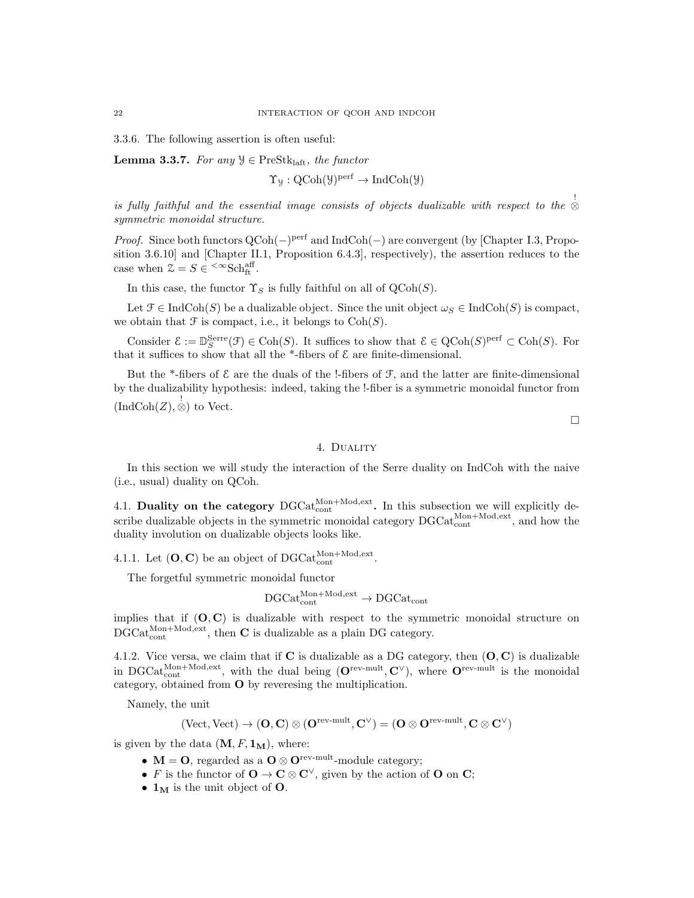3.3.6. The following assertion is often useful:

**Lemma 3.3.7.** *For any $\mathcal{Y} \in \operatorname{PreStk}_{\mathrm{laft}}$, the functor*

$$\Upsilon_{\mathcal{Y}} : \operatorname{QCoh}(\mathcal{Y})^{\mathrm{perf}} \to \operatorname{IndCoh}(\mathcal{Y})$$

*is fully faithful and the essential image consists of objects dualizable with respect to the $\overset{!}{\otimes}$ symmetric monoidal structure.*

*Proof.* Since both functors $\operatorname{QCoh}(-)^{\mathrm{perf}}$ and $\operatorname{IndCoh}(-)$ are convergent (by [Chapter I.3, Proposition 3.6.10] and [Chapter II.1, Proposition 6.4.3], respectively), the assertion reduces to the case when $\mathcal{Z} = S \in {}^{<\infty}\mathrm{Sch}^{\mathrm{aff}}_{\mathrm{ft}}$.

In this case, the functor $\Upsilon_S$ is fully faithful on all of $\operatorname{QCoh}(S)$.

Let $\mathcal{F} \in \operatorname{IndCoh}(S)$ be a dualizable object. Since the unit object $\omega_S \in \operatorname{IndCoh}(S)$ is compact, we obtain that $\mathcal{F}$ is compact, i.e., it belongs to $\operatorname{Coh}(S)$.

Consider $\mathcal{E} := \mathbb{D}^{\mathrm{Serre}}_S(\mathcal{F}) \in \operatorname{Coh}(S)$. It suffices to show that $\mathcal{E} \in \operatorname{QCoh}(S)^{\mathrm{perf}} \subset \operatorname{Coh}(S)$. For that it suffices to show that all the \*-fibers of $\mathcal{E}$ are finite-dimensional.

But the \*-fibers of $\mathcal{E}$ are the duals of the !-fibers of $\mathcal{F}$, and the latter are finite-dimensional by the dualizability hypothesis: indeed, taking the !-fiber is a symmetric monoidal functor from $(\operatorname{IndCoh}(Z), \overset{!}{\otimes})$ to Vect. $\square$

## 4. Duality

In this section we will study the interaction of the Serre duality on IndCoh with the naive (i.e., usual) duality on QCoh.

### 4.1. Duality on the category $\mathrm{DGCat}^{\mathrm{Mon+Mod,ext}}_{\mathrm{cont}}$.

In this subsection we will explicitly describe dualizable objects in the symmetric monoidal category $\mathrm{DGCat}^{\mathrm{Mon+Mod,ext}}_{\mathrm{cont}}$, and how the duality involution on dualizable objects looks like.

4.1.1. Let $(\mathbf{O}, \mathbf{C})$ be an object of $\mathrm{DGCat}^{\mathrm{Mon+Mod,ext}}_{\mathrm{cont}}$.

The forgetful symmetric monoidal functor

$$\mathrm{DGCat}^{\mathrm{Mon+Mod,ext}}_{\mathrm{cont}} \to \mathrm{DGCat}_{\mathrm{cont}}$$

implies that if $(\mathbf{O}, \mathbf{C})$ is dualizable with respect to the symmetric monoidal structure on $\mathrm{DGCat}^{\mathrm{Mon+Mod,ext}}_{\mathrm{cont}}$, then $\mathbf{C}$ is dualizable as a plain DG category.

4.1.2. Vice versa, we claim that if $\mathbf{C}$ is dualizable as a DG category, then $(\mathbf{O}, \mathbf{C})$ is dualizable in $\mathrm{DGCat}^{\mathrm{Mon+Mod,ext}}_{\mathrm{cont}}$, with the dual being $(\mathbf{O}^{\text{rev-mult}}, \mathbf{C}^\vee)$, where $\mathbf{O}^{\text{rev-mult}}$ is the monoidal category, obtained from $\mathbf{O}$ by reveresing the multiplication.

Namely, the unit

$$(\mathrm{Vect}, \mathrm{Vect}) \to (\mathbf{O}, \mathbf{C}) \otimes (\mathbf{O}^{\text{rev-mult}}, \mathbf{C}^\vee) = (\mathbf{O} \otimes \mathbf{O}^{\text{rev-mult}}, \mathbf{C} \otimes \mathbf{C}^\vee)$$

is given by the data $(\mathbf{M}, F, \mathbf{1}_{\mathbf{M}})$, where:

- $\mathbf{M} = \mathbf{O}$, regarded as a $\mathbf{O} \otimes \mathbf{O}^{\text{rev-mult}}$-module category;
- $F$ is the functor of $\mathbf{O} \to \mathbf{C} \otimes \mathbf{C}^\vee$, given by the action of $\mathbf{O}$ on $\mathbf{C}$;
- $\mathbf{1}_{\mathbf{M}}$ is the unit object of $\mathbf{O}$.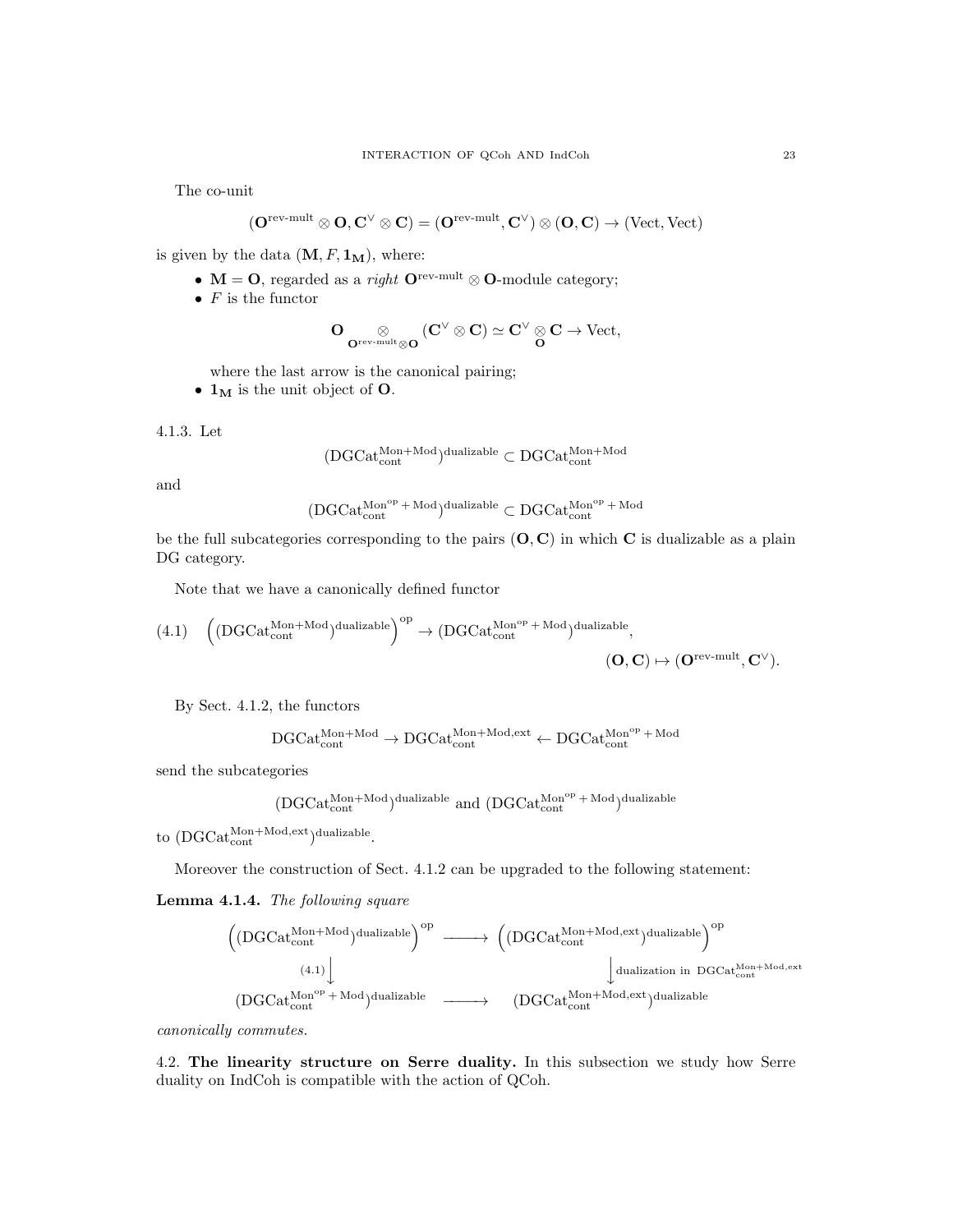The co-unit

$$(\mathbf{O}^{\text{rev-mult}} \otimes \mathbf{O}, \mathbf{C}^\vee \otimes \mathbf{C}) = (\mathbf{O}^{\text{rev-mult}}, \mathbf{C}^\vee) \otimes (\mathbf{O}, \mathbf{C}) \to (\text{Vect}, \text{Vect})$$

is given by the data $(\mathbf{M}, F, \mathbf{1}_\mathbf{M})$, where:

- $\mathbf{M} = \mathbf{O}$, regarded as a *right* $\mathbf{O}^{\text{rev-mult}} \otimes \mathbf{O}$-module category;
- $F$ is the functor

$$\mathbf{O} \underset{\mathbf{O}^{\text{rev-mult}} \otimes \mathbf{O}}{\otimes} (\mathbf{C}^\vee \otimes \mathbf{C}) \simeq \mathbf{C}^\vee \underset{\mathbf{O}}{\otimes} \mathbf{C} \to \text{Vect},$$

  where the last arrow is the canonical pairing;
- $\mathbf{1}_\mathbf{M}$ is the unit object of $\mathbf{O}$.

4.1.3. Let

$$(\text{DGCat}^{\text{Mon+Mod}}_{\text{cont}})^{\text{dualizable}} \subset \text{DGCat}^{\text{Mon+Mod}}_{\text{cont}}$$

and

$$(\text{DGCat}^{\text{Mon}^{\text{op}}+\text{Mod}}_{\text{cont}})^{\text{dualizable}} \subset \text{DGCat}^{\text{Mon}^{\text{op}}+\text{Mod}}_{\text{cont}}$$

be the full subcategories corresponding to the pairs $(\mathbf{O}, \mathbf{C})$ in which $\mathbf{C}$ is dualizable as a plain DG category.

Note that we have a canonically defined functor

$$\left((\text{DGCat}^{\text{Mon+Mod}}_{\text{cont}})^{\text{dualizable}}\right)^{\text{op}} \to (\text{DGCat}^{\text{Mon}^{\text{op}}+\text{Mod}}_{\text{cont}})^{\text{dualizable}}, \qquad (\mathbf{O}, \mathbf{C}) \mapsto (\mathbf{O}^{\text{rev-mult}}, \mathbf{C}^\vee). \tag{4.1}$$

By Sect. 4.1.2, the functors

$$\text{DGCat}^{\text{Mon+Mod}}_{\text{cont}} \to \text{DGCat}^{\text{Mon+Mod,ext}}_{\text{cont}} \leftarrow \text{DGCat}^{\text{Mon}^{\text{op}}+\text{Mod}}_{\text{cont}}$$

send the subcategories

$$(\text{DGCat}^{\text{Mon+Mod}}_{\text{cont}})^{\text{dualizable}} \text{ and } (\text{DGCat}^{\text{Mon}^{\text{op}}+\text{Mod}}_{\text{cont}})^{\text{dualizable}}$$

to $(\text{DGCat}^{\text{Mon+Mod,ext}}_{\text{cont}})^{\text{dualizable}}$.

Moreover the construction of Sect. 4.1.2 can be upgraded to the following statement:

**Lemma 4.1.4.** *The following square*

$$\begin{array}{ccc}
\left((\text{DGCat}^{\text{Mon+Mod}}_{\text{cont}})^{\text{dualizable}}\right)^{\text{op}} & \longrightarrow & \left((\text{DGCat}^{\text{Mon+Mod,ext}}_{\text{cont}})^{\text{dualizable}}\right)^{\text{op}} \\
{\scriptstyle (4.1)}\downarrow & & \downarrow{\scriptstyle \text{dualization in } \text{DGCat}^{\text{Mon+Mod,ext}}_{\text{cont}}} \\
(\text{DGCat}^{\text{Mon}^{\text{op}}+\text{Mod}}_{\text{cont}})^{\text{dualizable}} & \longrightarrow & (\text{DGCat}^{\text{Mon+Mod,ext}}_{\text{cont}})^{\text{dualizable}}
\end{array}$$

*canonically commutes.*

## 4.2. The linearity structure on Serre duality.

In this subsection we study how Serre duality on IndCoh is compatible with the action of QCoh.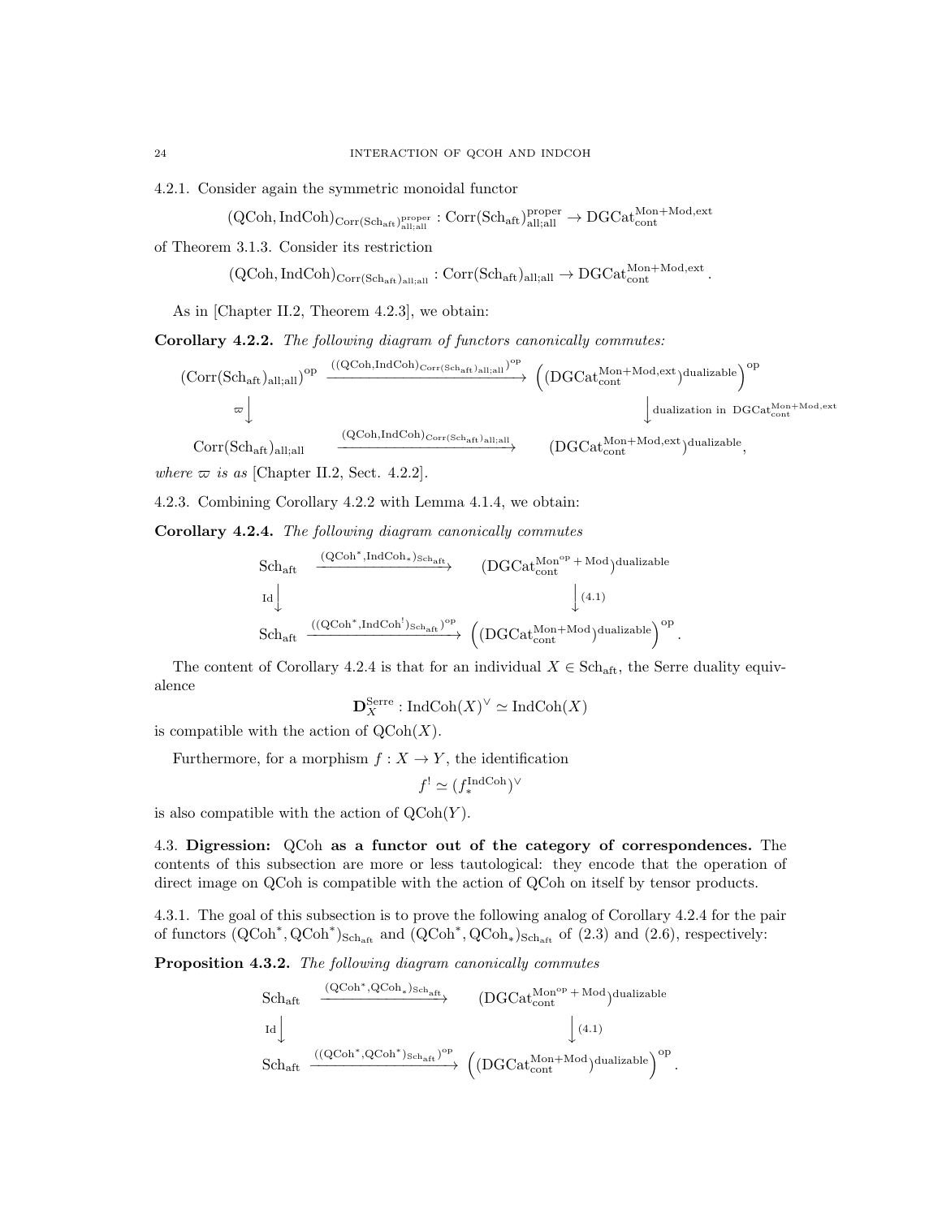4.2.1. Consider again the symmetric monoidal functor

$$(\mathrm{QCoh}, \mathrm{IndCoh})_{\mathrm{Corr}(\mathrm{Sch}_{\mathrm{aft}})^{\mathrm{proper}}_{\mathrm{all;all}}} : \mathrm{Corr}(\mathrm{Sch}_{\mathrm{aft}})^{\mathrm{proper}}_{\mathrm{all;all}} \to \mathrm{DGCat}^{\mathrm{Mon+Mod,ext}}_{\mathrm{cont}}$$

of Theorem 3.1.3. Consider its restriction

$$(\mathrm{QCoh}, \mathrm{IndCoh})_{\mathrm{Corr}(\mathrm{Sch}_{\mathrm{aft}})_{\mathrm{all;all}}} : \mathrm{Corr}(\mathrm{Sch}_{\mathrm{aft}})_{\mathrm{all;all}} \to \mathrm{DGCat}^{\mathrm{Mon+Mod,ext}}_{\mathrm{cont}}.$$

As in [Chapter II.2, Theorem 4.2.3], we obtain:

**Corollary 4.2.2.** *The following diagram of functors canonically commutes:*

$$\begin{array}{ccc}
(\mathrm{Corr}(\mathrm{Sch}_{\mathrm{aft}})_{\mathrm{all;all}})^{\mathrm{op}} & \xrightarrow{((\mathrm{QCoh},\mathrm{IndCoh})_{\mathrm{Corr}(\mathrm{Sch}_{\mathrm{aft}})_{\mathrm{all;all}}})^{\mathrm{op}}} & \left((\mathrm{DGCat}^{\mathrm{Mon+Mod,ext}}_{\mathrm{cont}})^{\mathrm{dualizable}}\right)^{\mathrm{op}} \\
\varpi \downarrow & & \downarrow \text{dualization in } \mathrm{DGCat}^{\mathrm{Mon+Mod,ext}}_{\mathrm{cont}} \\
\mathrm{Corr}(\mathrm{Sch}_{\mathrm{aft}})_{\mathrm{all;all}} & \xrightarrow{(\mathrm{QCoh},\mathrm{IndCoh})_{\mathrm{Corr}(\mathrm{Sch}_{\mathrm{aft}})_{\mathrm{all;all}}}} & (\mathrm{DGCat}^{\mathrm{Mon+Mod,ext}}_{\mathrm{cont}})^{\mathrm{dualizable}},
\end{array}$$

*where $\varpi$ is as* [Chapter II.2, Sect. 4.2.2].

4.2.3. Combining Corollary 4.2.2 with Lemma 4.1.4, we obtain:

**Corollary 4.2.4.** *The following diagram canonically commutes*

$$\begin{array}{ccc}
\mathrm{Sch}_{\mathrm{aft}} & \xrightarrow{(\mathrm{QCoh}^*,\mathrm{IndCoh}_*)_{\mathrm{Sch}_{\mathrm{aft}}}} & (\mathrm{DGCat}^{\mathrm{Mon^{op}+Mod}}_{\mathrm{cont}})^{\mathrm{dualizable}} \\
\mathrm{Id} \downarrow & & \downarrow (4.1) \\
\mathrm{Sch}_{\mathrm{aft}} & \xrightarrow{((\mathrm{QCoh}^*,\mathrm{IndCoh}^!)_{\mathrm{Sch}_{\mathrm{aft}}})^{\mathrm{op}}} & \left((\mathrm{DGCat}^{\mathrm{Mon+Mod}}_{\mathrm{cont}})^{\mathrm{dualizable}}\right)^{\mathrm{op}}.
\end{array}$$

The content of Corollary 4.2.4 is that for an individual $X \in \mathrm{Sch}_{\mathrm{aft}}$, the Serre duality equivalence

$$\mathbf{D}^{\mathrm{Serre}}_X : \mathrm{IndCoh}(X)^\vee \simeq \mathrm{IndCoh}(X)$$

is compatible with the action of $\mathrm{QCoh}(X)$.

Furthermore, for a morphism $f : X \to Y$, the identification

$$f^! \simeq (f^{\mathrm{IndCoh}}_*)^\vee$$

is also compatible with the action of $\mathrm{QCoh}(Y)$.

4.3. **Digression: QCoh as a functor out of the category of correspondences.** The contents of this subsection are more or less tautological: they encode that the operation of direct image on QCoh is compatible with the action of QCoh on itself by tensor products.

4.3.1. The goal of this subsection is to prove the following analog of Corollary 4.2.4 for the pair of functors $(\mathrm{QCoh}^*, \mathrm{QCoh}^*)_{\mathrm{Sch}_{\mathrm{aft}}}$ and $(\mathrm{QCoh}^*, \mathrm{QCoh}_*)_{\mathrm{Sch}_{\mathrm{aft}}}$ of (2.3) and (2.6), respectively:

**Proposition 4.3.2.** *The following diagram canonically commutes*

$$\begin{array}{ccc}
\mathrm{Sch}_{\mathrm{aft}} & \xrightarrow{(\mathrm{QCoh}^*,\mathrm{QCoh}_*)_{\mathrm{Sch}_{\mathrm{aft}}}} & (\mathrm{DGCat}^{\mathrm{Mon^{op}+Mod}}_{\mathrm{cont}})^{\mathrm{dualizable}} \\
\mathrm{Id} \downarrow & & \downarrow (4.1) \\
\mathrm{Sch}_{\mathrm{aft}} & \xrightarrow{((\mathrm{QCoh}^*,\mathrm{QCoh}^*)_{\mathrm{Sch}_{\mathrm{aft}}})^{\mathrm{op}}} & \left((\mathrm{DGCat}^{\mathrm{Mon+Mod}}_{\mathrm{cont}})^{\mathrm{dualizable}}\right)^{\mathrm{op}}.
\end{array}$$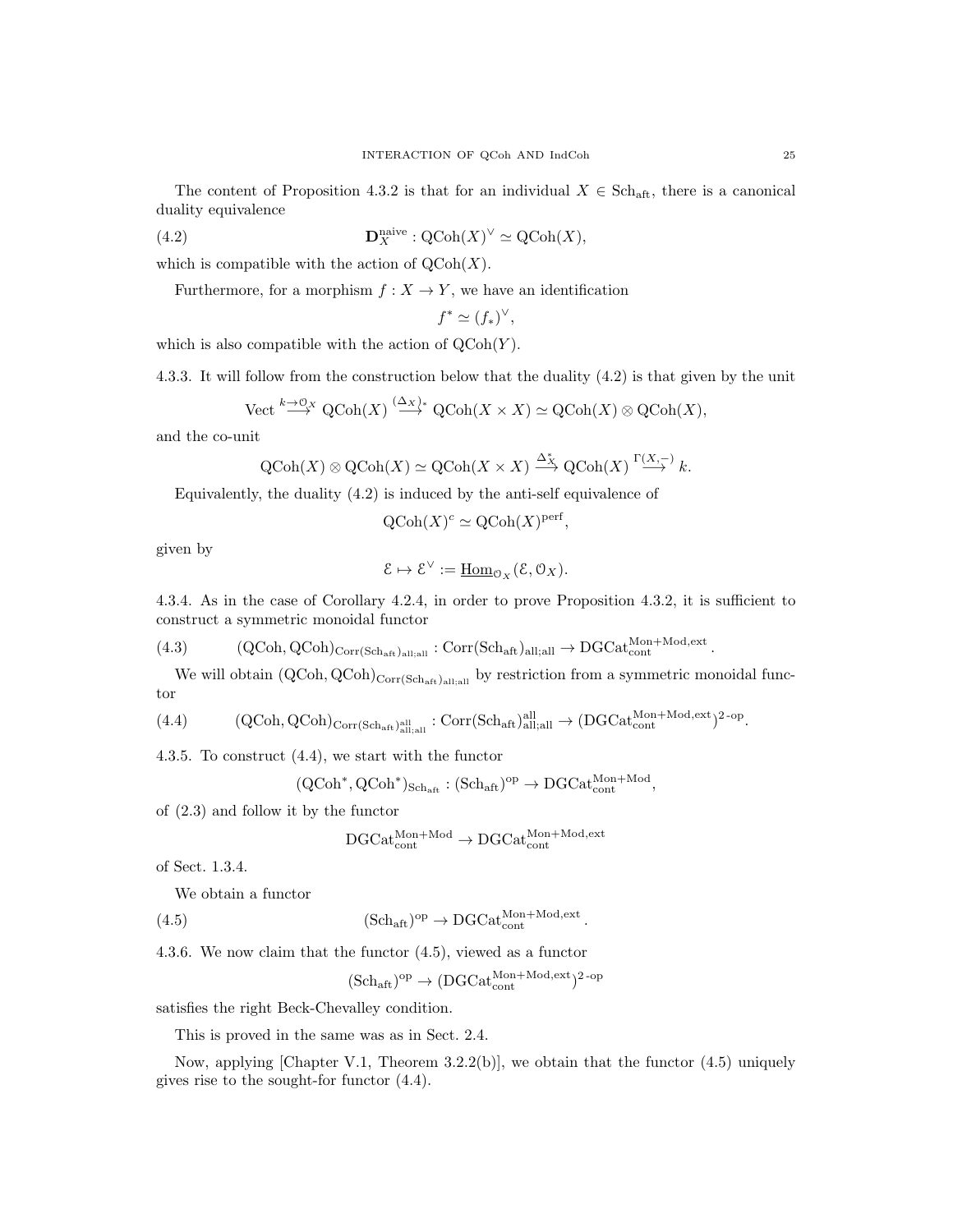The content of Proposition 4.3.2 is that for an individual $X \in \mathrm{Sch}_{\mathrm{aft}}$, there is a canonical duality equivalence

$$\mathbf{D}_X^{\mathrm{naive}} : \mathrm{QCoh}(X)^\vee \simeq \mathrm{QCoh}(X), \tag{4.2}$$

which is compatible with the action of $\mathrm{QCoh}(X)$.

Furthermore, for a morphism $f : X \to Y$, we have an identification

$$f^* \simeq (f_*)^\vee,$$

which is also compatible with the action of $\mathrm{QCoh}(Y)$.

4.3.3. It will follow from the construction below that the duality (4.2) is that given by the unit

$$\mathrm{Vect} \overset{k \to \mathcal{O}_X}{\longrightarrow} \mathrm{QCoh}(X) \overset{(\Delta_X)_*}{\longrightarrow} \mathrm{QCoh}(X \times X) \simeq \mathrm{QCoh}(X) \otimes \mathrm{QCoh}(X),$$

and the co-unit

$$\mathrm{QCoh}(X) \otimes \mathrm{QCoh}(X) \simeq \mathrm{QCoh}(X \times X) \overset{\Delta_X^*}{\longrightarrow} \mathrm{QCoh}(X) \overset{\Gamma(X,-)}{\longrightarrow} k.$$

Equivalently, the duality (4.2) is induced by the anti-self equivalence of

$$\mathrm{QCoh}(X)^c \simeq \mathrm{QCoh}(X)^{\mathrm{perf}},$$

given by

$$\mathcal{E} \mapsto \mathcal{E}^\vee := \underline{\mathrm{Hom}}_{\mathcal{O}_X}(\mathcal{E}, \mathcal{O}_X).$$

4.3.4. As in the case of Corollary 4.2.4, in order to prove Proposition 4.3.2, it is sufficient to construct a symmetric monoidal functor

$$(\mathrm{QCoh}, \mathrm{QCoh})_{\mathrm{Corr}(\mathrm{Sch}_{\mathrm{aft}})_{\mathrm{all;all}}} : \mathrm{Corr}(\mathrm{Sch}_{\mathrm{aft}})_{\mathrm{all;all}} \to \mathrm{DGCat}_{\mathrm{cont}}^{\mathrm{Mon+Mod,ext}}. \tag{4.3}$$

We will obtain $(\mathrm{QCoh}, \mathrm{QCoh})_{\mathrm{Corr}(\mathrm{Sch}_{\mathrm{aft}})_{\mathrm{all;all}}}$ by restriction from a symmetric monoidal functor

$$(\mathrm{QCoh}, \mathrm{QCoh})_{\mathrm{Corr}(\mathrm{Sch}_{\mathrm{aft}})^{\mathrm{all}}_{\mathrm{all;all}}} : \mathrm{Corr}(\mathrm{Sch}_{\mathrm{aft}})^{\mathrm{all}}_{\mathrm{all;all}} \to (\mathrm{DGCat}_{\mathrm{cont}}^{\mathrm{Mon+Mod,ext}})^{2\text{-op}}. \tag{4.4}$$

4.3.5. To construct (4.4), we start with the functor

$$(\mathrm{QCoh}^*, \mathrm{QCoh}^*)_{\mathrm{Sch}_{\mathrm{aft}}} : (\mathrm{Sch}_{\mathrm{aft}})^{\mathrm{op}} \to \mathrm{DGCat}_{\mathrm{cont}}^{\mathrm{Mon+Mod}},$$

of (2.3) and follow it by the functor

$$\mathrm{DGCat}_{\mathrm{cont}}^{\mathrm{Mon+Mod}} \to \mathrm{DGCat}_{\mathrm{cont}}^{\mathrm{Mon+Mod,ext}}$$

of Sect. 1.3.4.

We obtain a functor

$$(\mathrm{Sch}_{\mathrm{aft}})^{\mathrm{op}} \to \mathrm{DGCat}_{\mathrm{cont}}^{\mathrm{Mon+Mod,ext}}. \tag{4.5}$$

4.3.6. We now claim that the functor (4.5), viewed as a functor

$$(\mathrm{Sch}_{\mathrm{aft}})^{\mathrm{op}} \to (\mathrm{DGCat}_{\mathrm{cont}}^{\mathrm{Mon+Mod,ext}})^{2\text{-op}}$$

satisfies the right Beck-Chevalley condition.

This is proved in the same was as in Sect. 2.4.

Now, applying [Chapter V.1, Theorem 3.2.2(b)], we obtain that the functor (4.5) uniquely gives rise to the sought-for functor (4.4).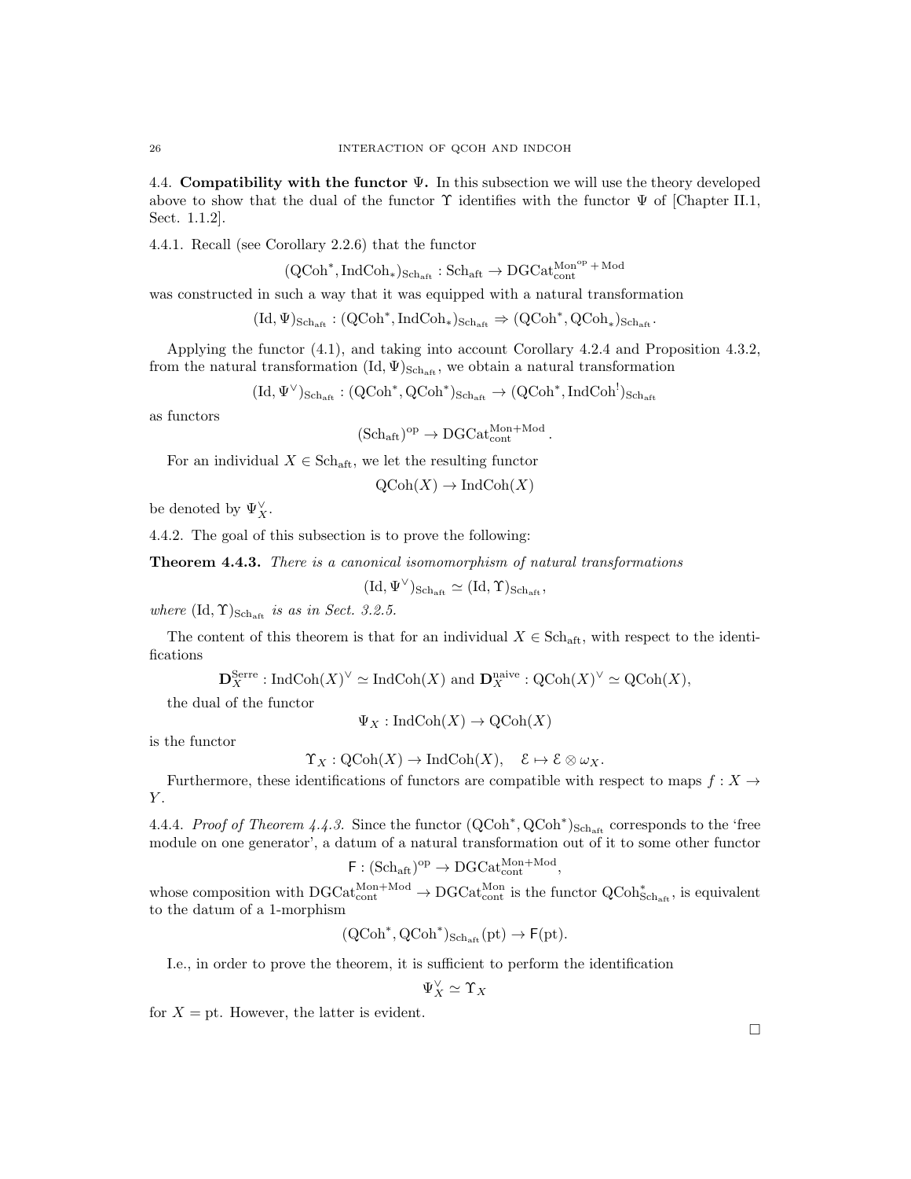4.4. **Compatibility with the functor $\Psi$.** In this subsection we will use the theory developed above to show that the dual of the functor $\Upsilon$ identifies with the functor $\Psi$ of [Chapter II.1, Sect. 1.1.2].

4.4.1. Recall (see Corollary 2.2.6) that the functor

$$(\mathrm{QCoh}^*, \mathrm{IndCoh}_*)_{\mathrm{Sch}_{\mathrm{aft}}} : \mathrm{Sch}_{\mathrm{aft}} \to \mathrm{DGCat}_{\mathrm{cont}}^{\mathrm{Mon}^{\mathrm{op}}+\mathrm{Mod}}$$

was constructed in such a way that it was equipped with a natural transformation

$$(\mathrm{Id}, \Psi)_{\mathrm{Sch}_{\mathrm{aft}}} : (\mathrm{QCoh}^*, \mathrm{IndCoh}_*)_{\mathrm{Sch}_{\mathrm{aft}}} \Rightarrow (\mathrm{QCoh}^*, \mathrm{QCoh}_*)_{\mathrm{Sch}_{\mathrm{aft}}}.$$

Applying the functor (4.1), and taking into account Corollary 4.2.4 and Proposition 4.3.2, from the natural transformation $(\mathrm{Id}, \Psi)_{\mathrm{Sch}_{\mathrm{aft}}}$, we obtain a natural transformation

$$(\mathrm{Id}, \Psi^\vee)_{\mathrm{Sch}_{\mathrm{aft}}} : (\mathrm{QCoh}^*, \mathrm{QCoh}^*)_{\mathrm{Sch}_{\mathrm{aft}}} \to (\mathrm{QCoh}^*, \mathrm{IndCoh}^!)_{\mathrm{Sch}_{\mathrm{aft}}}$$

as functors

$$(\mathrm{Sch}_{\mathrm{aft}})^{\mathrm{op}} \to \mathrm{DGCat}_{\mathrm{cont}}^{\mathrm{Mon}+\mathrm{Mod}}.$$

For an individual $X \in \mathrm{Sch}_{\mathrm{aft}}$, we let the resulting functor

$$\mathrm{QCoh}(X) \to \mathrm{IndCoh}(X)$$

be denoted by $\Psi_X^\vee$.

4.4.2. The goal of this subsection is to prove the following:

**Theorem 4.4.3.** *There is a canonical isomomorphism of natural transformations*

$$(\mathrm{Id}, \Psi^\vee)_{\mathrm{Sch}_{\mathrm{aft}}} \simeq (\mathrm{Id}, \Upsilon)_{\mathrm{Sch}_{\mathrm{aft}}},$$

*where* $(\mathrm{Id}, \Upsilon)_{\mathrm{Sch}_{\mathrm{aft}}}$ *is as in Sect. 3.2.5.*

The content of this theorem is that for an individual $X \in \mathrm{Sch}_{\mathrm{aft}}$, with respect to the identifications

$$\mathbf{D}_X^{\mathrm{Serre}} : \mathrm{IndCoh}(X)^\vee \simeq \mathrm{IndCoh}(X) \text{ and } \mathbf{D}_X^{\mathrm{naive}} : \mathrm{QCoh}(X)^\vee \simeq \mathrm{QCoh}(X),$$

the dual of the functor

$$\Psi_X : \mathrm{IndCoh}(X) \to \mathrm{QCoh}(X)$$

is the functor

$$\Upsilon_X : \mathrm{QCoh}(X) \to \mathrm{IndCoh}(X), \quad \mathcal{E} \mapsto \mathcal{E} \otimes \omega_X.$$

Furthermore, these identifications of functors are compatible with respect to maps $f : X \to Y$.

4.4.4. *Proof of Theorem 4.4.3.* Since the functor $(\mathrm{QCoh}^*, \mathrm{QCoh}^*)_{\mathrm{Sch}_{\mathrm{aft}}}$ corresponds to the 'free module on one generator', a datum of a natural transformation out of it to some other functor

$$\mathsf{F} : (\mathrm{Sch}_{\mathrm{aft}})^{\mathrm{op}} \to \mathrm{DGCat}_{\mathrm{cont}}^{\mathrm{Mon}+\mathrm{Mod}},$$

whose composition with $\mathrm{DGCat}_{\mathrm{cont}}^{\mathrm{Mon}+\mathrm{Mod}} \to \mathrm{DGCat}_{\mathrm{cont}}^{\mathrm{Mon}}$ is the functor $\mathrm{QCoh}^*_{\mathrm{Sch}_{\mathrm{aft}}}$, is equivalent to the datum of a 1-morphism

$$(\mathrm{QCoh}^*, \mathrm{QCoh}^*)_{\mathrm{Sch}_{\mathrm{aft}}}(\mathrm{pt}) \to \mathsf{F}(\mathrm{pt}).$$

I.e., in order to prove the theorem, it is sufficient to perform the identification

$$\Psi_X^\vee \simeq \Upsilon_X$$

for $X = \mathrm{pt}$. However, the latter is evident.

□